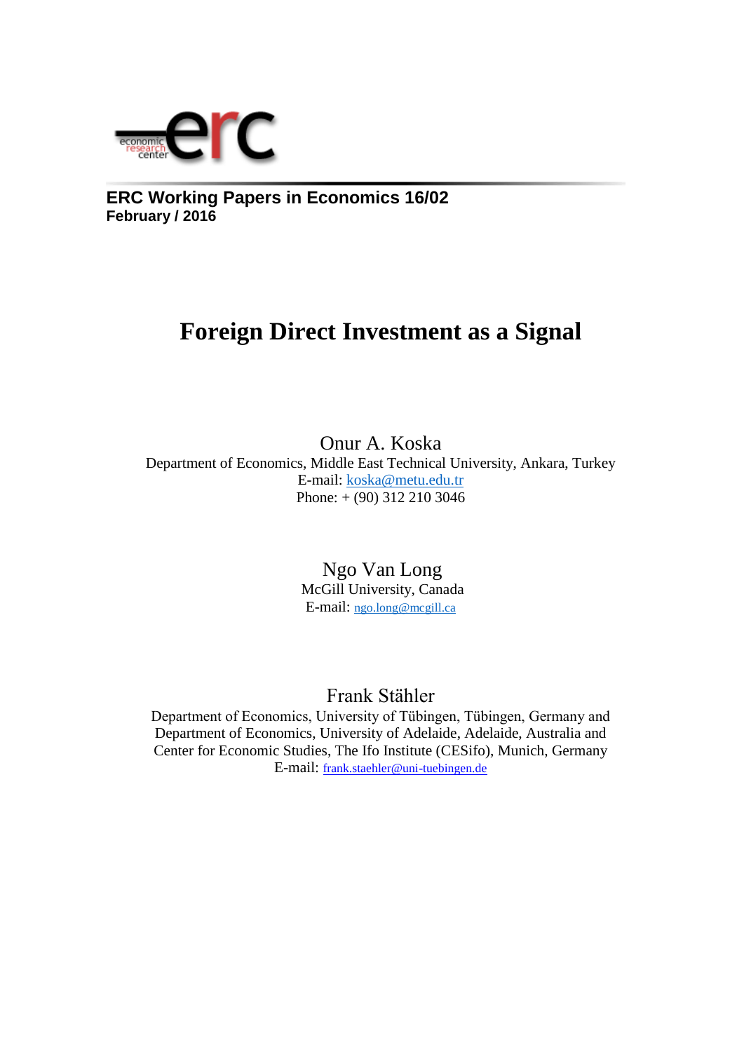**ERC Working Papers in Economics 16/02**
**February / 2016**

# Foreign Direct Investment as a Signal

Onur A. Koska
Department of Economics, Middle East Technical University, Ankara, Turkey
E-mail: koska@metu.edu.tr
Phone: + (90) 312 210 3046

Ngo Van Long
McGill University, Canada
E-mail: ngo.long@mcgill.ca

Frank Stähler
Department of Economics, University of Tübingen, Tübingen, Germany and
Department of Economics, University of Adelaide, Adelaide, Australia and
Center for Economic Studies, The Ifo Institute (CESifo), Munich, Germany
E-mail: frank.staehler@uni-tuebingen.de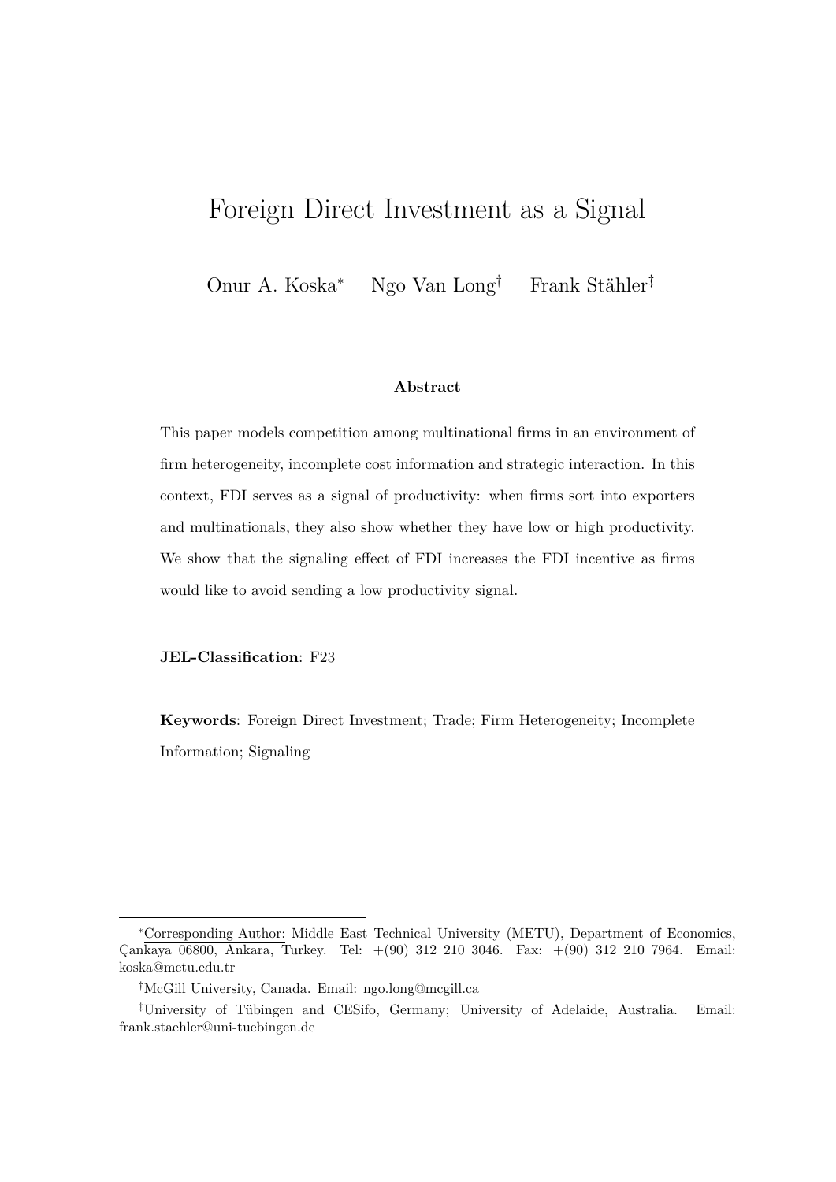# Foreign Direct Investment as a Signal

Onur A. Koska* Ngo Van Long† Frank Stähler‡

**Abstract**

This paper models competition among multinational firms in an environment of firm heterogeneity, incomplete cost information and strategic interaction. In this context, FDI serves as a signal of productivity: when firms sort into exporters and multinationals, they also show whether they have low or high productivity. We show that the signaling effect of FDI increases the FDI incentive as firms would like to avoid sending a low productivity signal.

**JEL-Classification**: F23

**Keywords**: Foreign Direct Investment; Trade; Firm Heterogeneity; Incomplete Information; Signaling

---

*Corresponding Author: Middle East Technical University (METU), Department of Economics, Çankaya 06800, Ankara, Turkey. Tel: +(90) 312 210 3046. Fax: +(90) 312 210 7964. Email: koska@metu.edu.tr

†McGill University, Canada. Email: ngo.long@mcgill.ca

‡University of Tübingen and CESifo, Germany; University of Adelaide, Australia. Email: frank.staehler@uni-tuebingen.de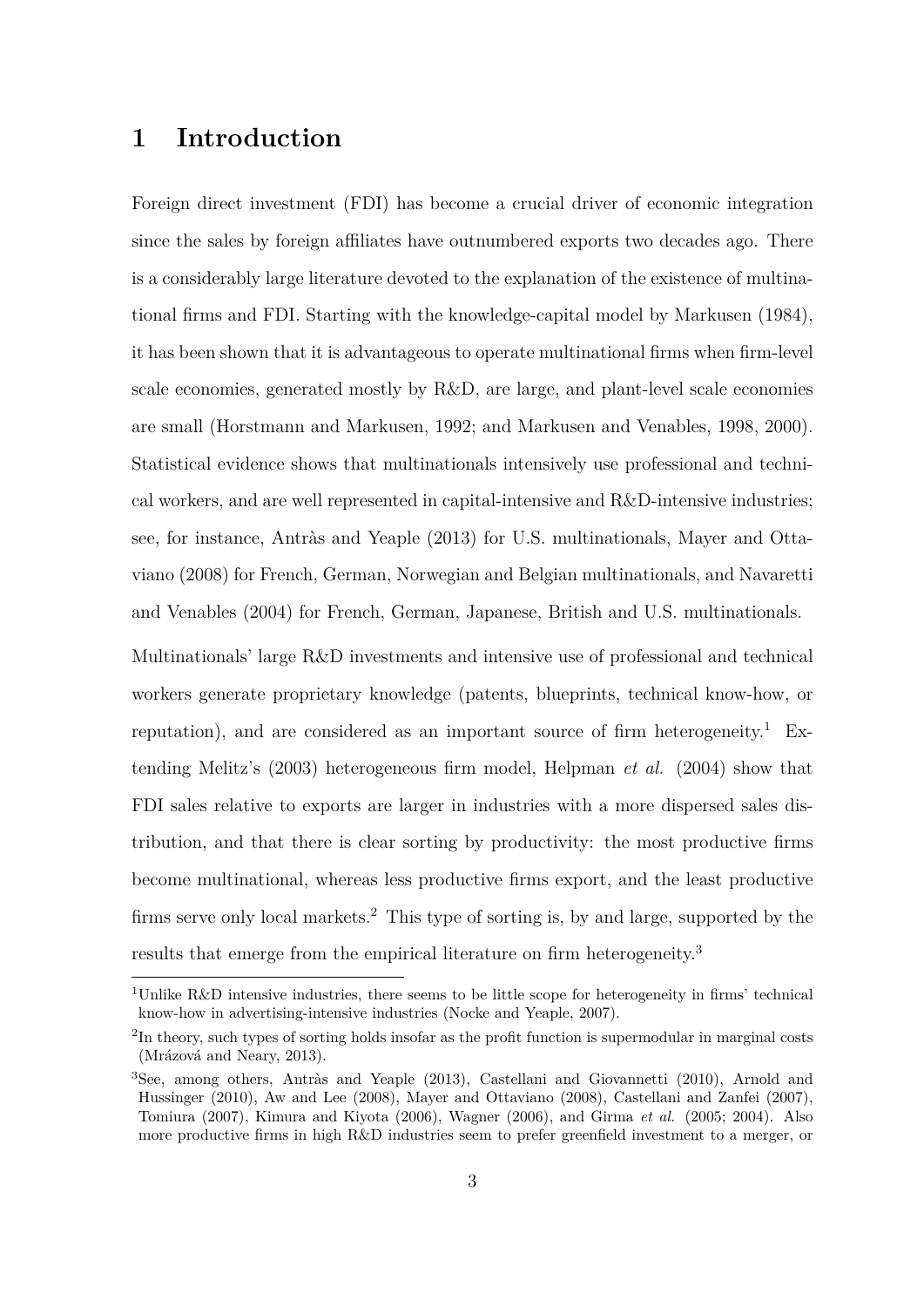# 1 Introduction

Foreign direct investment (FDI) has become a crucial driver of economic integration since the sales by foreign affiliates have outnumbered exports two decades ago. There is a considerably large literature devoted to the explanation of the existence of multinational firms and FDI. Starting with the knowledge-capital model by Markusen (1984), it has been shown that it is advantageous to operate multinational firms when firm-level scale economies, generated mostly by R&D, are large, and plant-level scale economies are small (Horstmann and Markusen, 1992; and Markusen and Venables, 1998, 2000). Statistical evidence shows that multinationals intensively use professional and technical workers, and are well represented in capital-intensive and R&D-intensive industries; see, for instance, Antràs and Yeaple (2013) for U.S. multinationals, Mayer and Ottaviano (2008) for French, German, Norwegian and Belgian multinationals, and Navaretti and Venables (2004) for French, German, Japanese, British and U.S. multinationals.

Multinationals' large R&D investments and intensive use of professional and technical workers generate proprietary knowledge (patents, blueprints, technical know-how, or reputation), and are considered as an important source of firm heterogeneity.[1] Extending Melitz's (2003) heterogeneous firm model, Helpman *et al.* (2004) show that FDI sales relative to exports are larger in industries with a more dispersed sales distribution, and that there is clear sorting by productivity: the most productive firms become multinational, whereas less productive firms export, and the least productive firms serve only local markets.[2] This type of sorting is, by and large, supported by the results that emerge from the empirical literature on firm heterogeneity.[3]

[1]Unlike R&D intensive industries, there seems to be little scope for heterogeneity in firms' technical know-how in advertising-intensive industries (Nocke and Yeaple, 2007).

[2]In theory, such types of sorting holds insofar as the profit function is supermodular in marginal costs (Mrázová and Neary, 2013).

[3]See, among others, Antràs and Yeaple (2013), Castellani and Giovannetti (2010), Arnold and Hussinger (2010), Aw and Lee (2008), Mayer and Ottaviano (2008), Castellani and Zanfei (2007), Tomiura (2007), Kimura and Kiyota (2006), Wagner (2006), and Girma *et al.* (2005; 2004). Also more productive firms in high R&D industries seem to prefer greenfield investment to a merger, or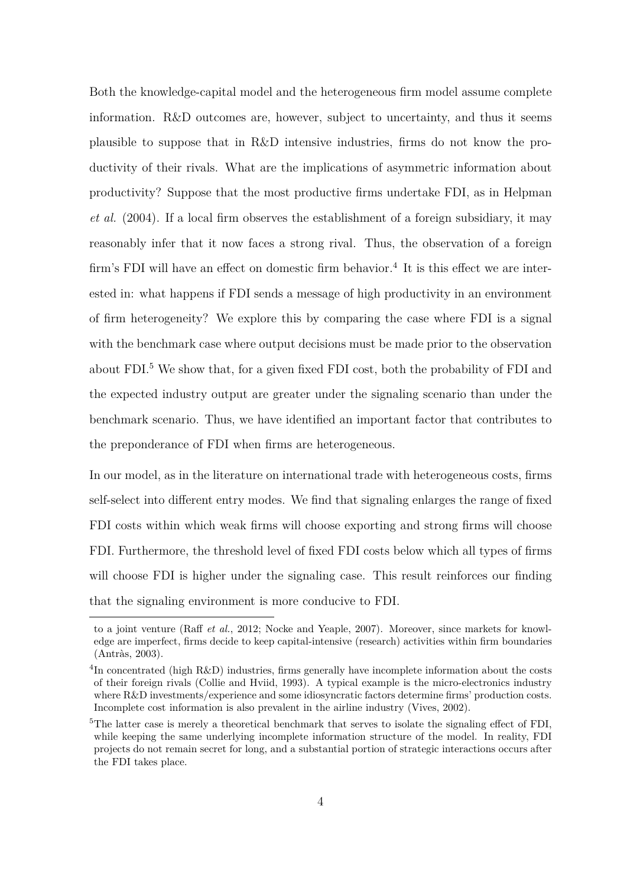Both the knowledge-capital model and the heterogeneous firm model assume complete information. R&D outcomes are, however, subject to uncertainty, and thus it seems plausible to suppose that in R&D intensive industries, firms do not know the productivity of their rivals. What are the implications of asymmetric information about productivity? Suppose that the most productive firms undertake FDI, as in Helpman *et al.* (2004). If a local firm observes the establishment of a foreign subsidiary, it may reasonably infer that it now faces a strong rival. Thus, the observation of a foreign firm's FDI will have an effect on domestic firm behavior.[4] It is this effect we are interested in: what happens if FDI sends a message of high productivity in an environment of firm heterogeneity? We explore this by comparing the case where FDI is a signal with the benchmark case where output decisions must be made prior to the observation about FDI.[5] We show that, for a given fixed FDI cost, both the probability of FDI and the expected industry output are greater under the signaling scenario than under the benchmark scenario. Thus, we have identified an important factor that contributes to the preponderance of FDI when firms are heterogeneous.

In our model, as in the literature on international trade with heterogeneous costs, firms self-select into different entry modes. We find that signaling enlarges the range of fixed FDI costs within which weak firms will choose exporting and strong firms will choose FDI. Furthermore, the threshold level of fixed FDI costs below which all types of firms will choose FDI is higher under the signaling case. This result reinforces our finding that the signaling environment is more conducive to FDI.

---

to a joint venture (Raff *et al.*, 2012; Nocke and Yeaple, 2007). Moreover, since markets for knowledge are imperfect, firms decide to keep capital-intensive (research) activities within firm boundaries (Antràs, 2003).

[4] In concentrated (high R&D) industries, firms generally have incomplete information about the costs of their foreign rivals (Collie and Hviid, 1993). A typical example is the micro-electronics industry where R&D investments/experience and some idiosyncratic factors determine firms' production costs. Incomplete cost information is also prevalent in the airline industry (Vives, 2002).

[5] The latter case is merely a theoretical benchmark that serves to isolate the signaling effect of FDI, while keeping the same underlying incomplete information structure of the model. In reality, FDI projects do not remain secret for long, and a substantial portion of strategic interactions occurs after the FDI takes place.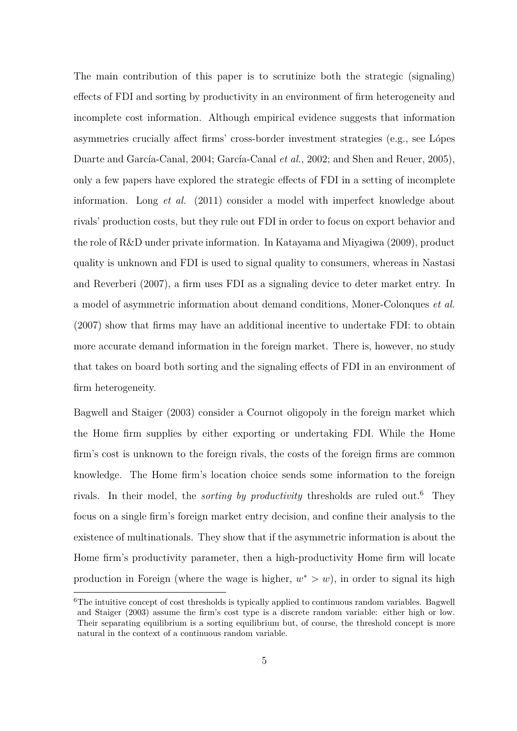The main contribution of this paper is to scrutinize both the strategic (signaling) effects of FDI and sorting by productivity in an environment of firm heterogeneity and incomplete cost information. Although empirical evidence suggests that information asymmetries crucially affect firms' cross-border investment strategies (e.g., see Lópes Duarte and García-Canal, 2004; García-Canal *et al.*, 2002; and Shen and Reuer, 2005), only a few papers have explored the strategic effects of FDI in a setting of incomplete information. Long *et al.* (2011) consider a model with imperfect knowledge about rivals' production costs, but they rule out FDI in order to focus on export behavior and the role of R&D under private information. In Katayama and Miyagiwa (2009), product quality is unknown and FDI is used to signal quality to consumers, whereas in Nastasi and Reverberi (2007), a firm uses FDI as a signaling device to deter market entry. In a model of asymmetric information about demand conditions, Moner-Colonques *et al.* (2007) show that firms may have an additional incentive to undertake FDI: to obtain more accurate demand information in the foreign market. There is, however, no study that takes on board both sorting and the signaling effects of FDI in an environment of firm heterogeneity.

Bagwell and Staiger (2003) consider a Cournot oligopoly in the foreign market which the Home firm supplies by either exporting or undertaking FDI. While the Home firm's cost is unknown to the foreign rivals, the costs of the foreign firms are common knowledge. The Home firm's location choice sends some information to the foreign rivals. In their model, the *sorting by productivity* thresholds are ruled out.[6] They focus on a single firm's foreign market entry decision, and confine their analysis to the existence of multinationals. They show that if the asymmetric information is about the Home firm's productivity parameter, then a high-productivity Home firm will locate production in Foreign (where the wage is higher, $w^* > w$), in order to signal its high

[6]The intuitive concept of cost thresholds is typically applied to continuous random variables. Bagwell and Staiger (2003) assume the firm's cost type is a discrete random variable: either high or low. Their separating equilibrium is a sorting equilibrium but, of course, the threshold concept is more natural in the context of a continuous random variable.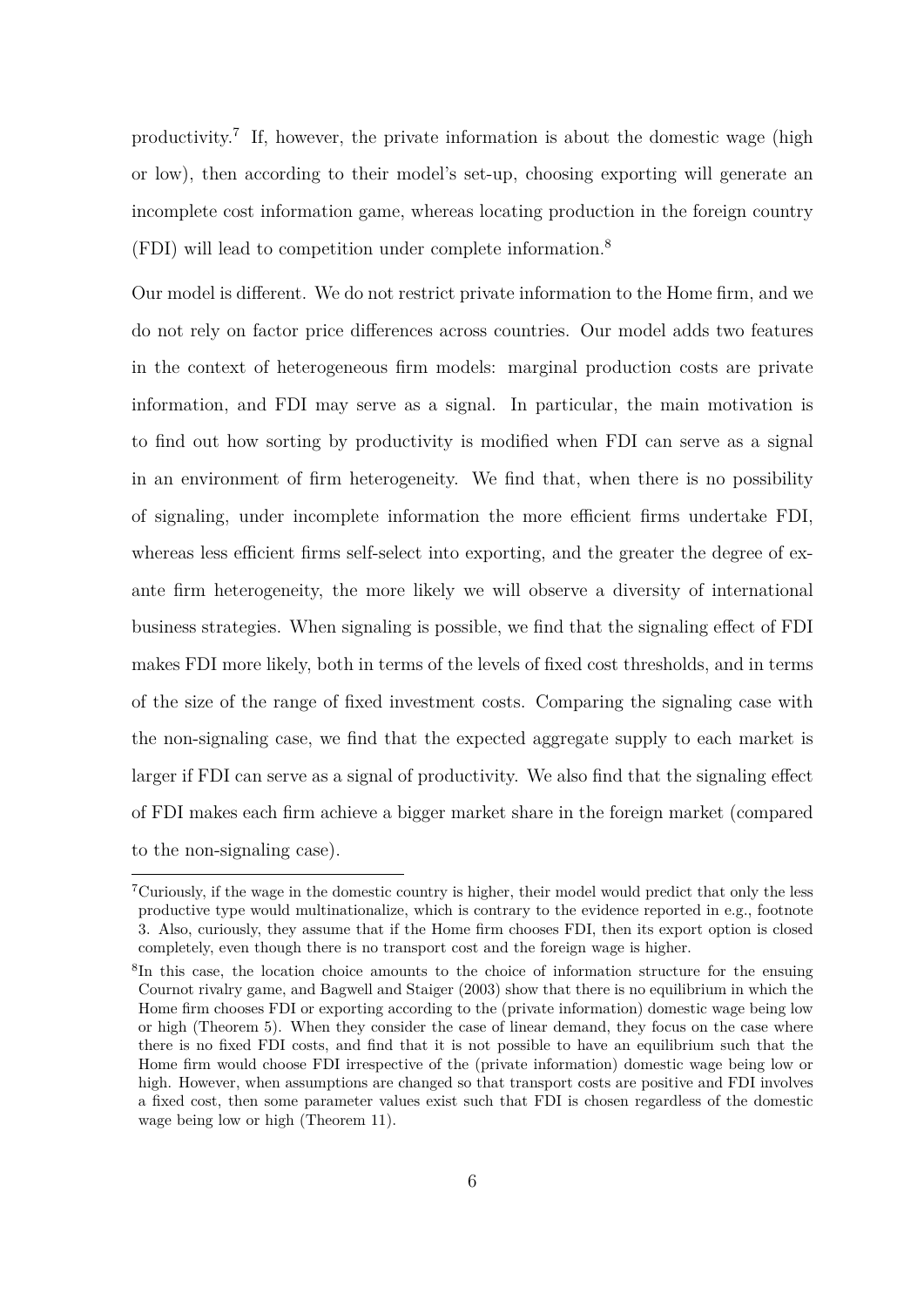productivity.[7] If, however, the private information is about the domestic wage (high or low), then according to their model's set-up, choosing exporting will generate an incomplete cost information game, whereas locating production in the foreign country (FDI) will lead to competition under complete information.[8]

Our model is different. We do not restrict private information to the Home firm, and we do not rely on factor price differences across countries. Our model adds two features in the context of heterogeneous firm models: marginal production costs are private information, and FDI may serve as a signal. In particular, the main motivation is to find out how sorting by productivity is modified when FDI can serve as a signal in an environment of firm heterogeneity. We find that, when there is no possibility of signaling, under incomplete information the more efficient firms undertake FDI, whereas less efficient firms self-select into exporting, and the greater the degree of ex-ante firm heterogeneity, the more likely we will observe a diversity of international business strategies. When signaling is possible, we find that the signaling effect of FDI makes FDI more likely, both in terms of the levels of fixed cost thresholds, and in terms of the size of the range of fixed investment costs. Comparing the signaling case with the non-signaling case, we find that the expected aggregate supply to each market is larger if FDI can serve as a signal of productivity. We also find that the signaling effect of FDI makes each firm achieve a bigger market share in the foreign market (compared to the non-signaling case).

[7] Curiously, if the wage in the domestic country is higher, their model would predict that only the less productive type would multinationalize, which is contrary to the evidence reported in e.g., footnote 3. Also, curiously, they assume that if the Home firm chooses FDI, then its export option is closed completely, even though there is no transport cost and the foreign wage is higher.

[8] In this case, the location choice amounts to the choice of information structure for the ensuing Cournot rivalry game, and Bagwell and Staiger (2003) show that there is no equilibrium in which the Home firm chooses FDI or exporting according to the (private information) domestic wage being low or high (Theorem 5). When they consider the case of linear demand, they focus on the case where there is no fixed FDI costs, and find that it is not possible to have an equilibrium such that the Home firm would choose FDI irrespective of the (private information) domestic wage being low or high. However, when assumptions are changed so that transport costs are positive and FDI involves a fixed cost, then some parameter values exist such that FDI is chosen regardless of the domestic wage being low or high (Theorem 11).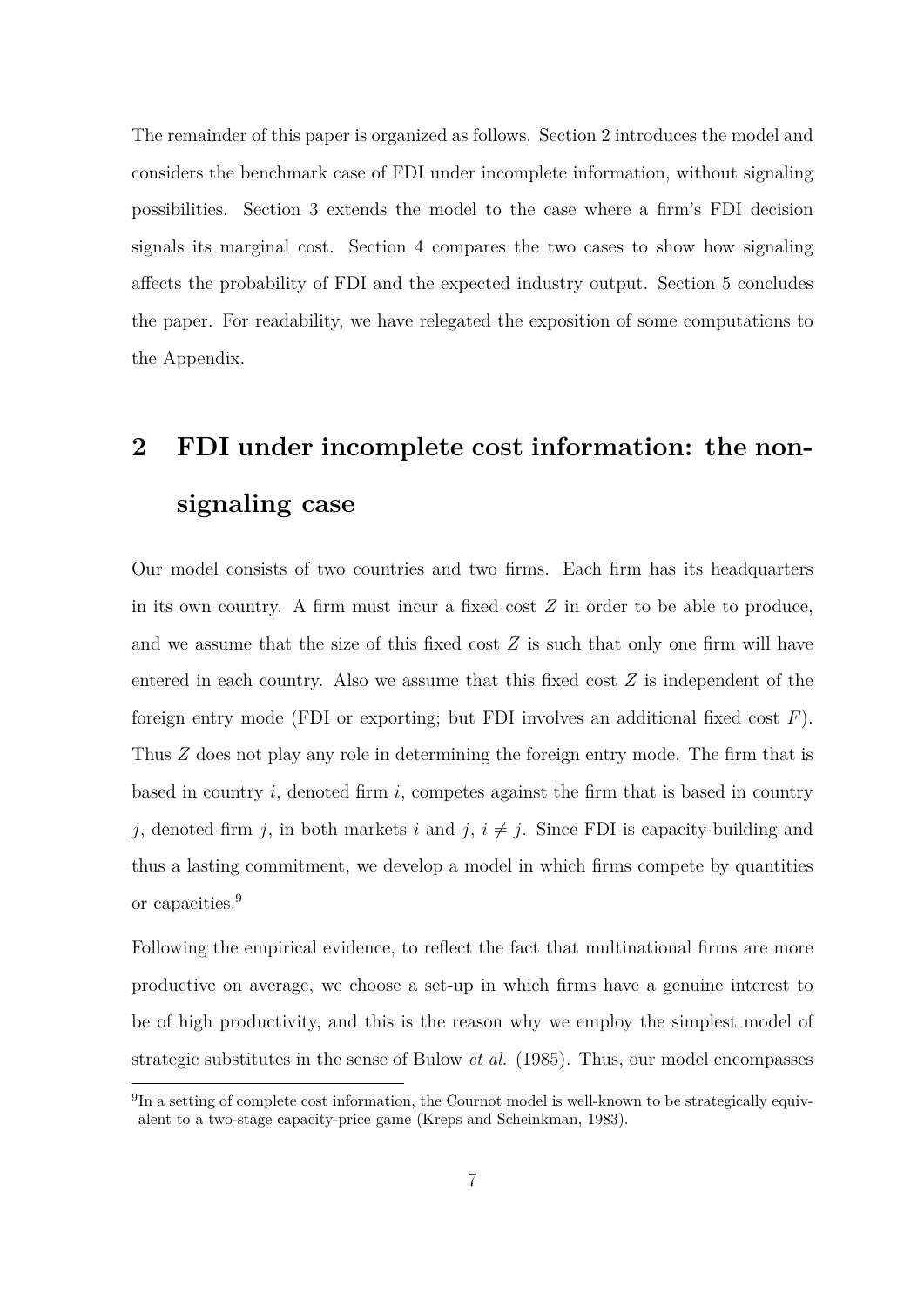The remainder of this paper is organized as follows. Section 2 introduces the model and considers the benchmark case of FDI under incomplete information, without signaling possibilities. Section 3 extends the model to the case where a firm's FDI decision signals its marginal cost. Section 4 compares the two cases to show how signaling affects the probability of FDI and the expected industry output. Section 5 concludes the paper. For readability, we have relegated the exposition of some computations to the Appendix.

## 2 FDI under incomplete cost information: the non-signaling case

Our model consists of two countries and two firms. Each firm has its headquarters in its own country. A firm must incur a fixed cost $Z$ in order to be able to produce, and we assume that the size of this fixed cost $Z$ is such that only one firm will have entered in each country. Also we assume that this fixed cost $Z$ is independent of the foreign entry mode (FDI or exporting; but FDI involves an additional fixed cost $F$). Thus $Z$ does not play any role in determining the foreign entry mode. The firm that is based in country $i$, denoted firm $i$, competes against the firm that is based in country $j$, denoted firm $j$, in both markets $i$ and $j$, $i \neq j$. Since FDI is capacity-building and thus a lasting commitment, we develop a model in which firms compete by quantities or capacities.[9]

Following the empirical evidence, to reflect the fact that multinational firms are more productive on average, we choose a set-up in which firms have a genuine interest to be of high productivity, and this is the reason why we employ the simplest model of strategic substitutes in the sense of Bulow *et al.* (1985). Thus, our model encompasses

[9] In a setting of complete cost information, the Cournot model is well-known to be strategically equivalent to a two-stage capacity-price game (Kreps and Scheinkman, 1983).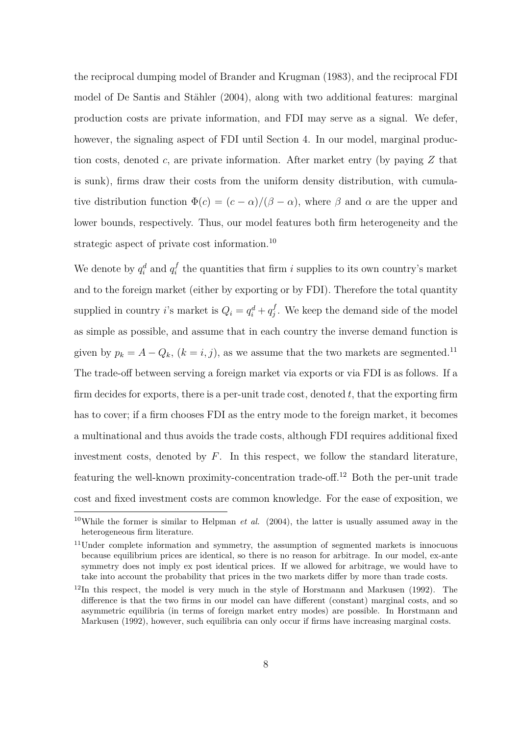the reciprocal dumping model of Brander and Krugman (1983), and the reciprocal FDI model of De Santis and Stähler (2004), along with two additional features: marginal production costs are private information, and FDI may serve as a signal. We defer, however, the signaling aspect of FDI until Section 4. In our model, marginal production costs, denoted $c$, are private information. After market entry (by paying $Z$ that is sunk), firms draw their costs from the uniform density distribution, with cumulative distribution function $\Phi(c) = (c - \alpha)/(\beta - \alpha)$, where $\beta$ and $\alpha$ are the upper and lower bounds, respectively. Thus, our model features both firm heterogeneity and the strategic aspect of private cost information.[10]

We denote by $q_i^d$ and $q_i^f$ the quantities that firm $i$ supplies to its own country's market and to the foreign market (either by exporting or by FDI). Therefore the total quantity supplied in country $i$'s market is $Q_i = q_i^d + q_j^f$. We keep the demand side of the model as simple as possible, and assume that in each country the inverse demand function is given by $p_k = A - Q_k$, $(k = i, j)$, as we assume that the two markets are segmented.[11] The trade-off between serving a foreign market via exports or via FDI is as follows. If a firm decides for exports, there is a per-unit trade cost, denoted $t$, that the exporting firm has to cover; if a firm chooses FDI as the entry mode to the foreign market, it becomes a multinational and thus avoids the trade costs, although FDI requires additional fixed investment costs, denoted by $F$. In this respect, we follow the standard literature, featuring the well-known proximity-concentration trade-off.[12] Both the per-unit trade cost and fixed investment costs are common knowledge. For the ease of exposition, we

[10] While the former is similar to Helpman *et al.* (2004), the latter is usually assumed away in the heterogeneous firm literature.

[11] Under complete information and symmetry, the assumption of segmented markets is innocuous because equilibrium prices are identical, so there is no reason for arbitrage. In our model, ex-ante symmetry does not imply ex post identical prices. If we allowed for arbitrage, we would have to take into account the probability that prices in the two markets differ by more than trade costs.

[12] In this respect, the model is very much in the style of Horstmann and Markusen (1992). The difference is that the two firms in our model can have different (constant) marginal costs, and so asymmetric equilibria (in terms of foreign market entry modes) are possible. In Horstmann and Markusen (1992), however, such equilibria can only occur if firms have increasing marginal costs.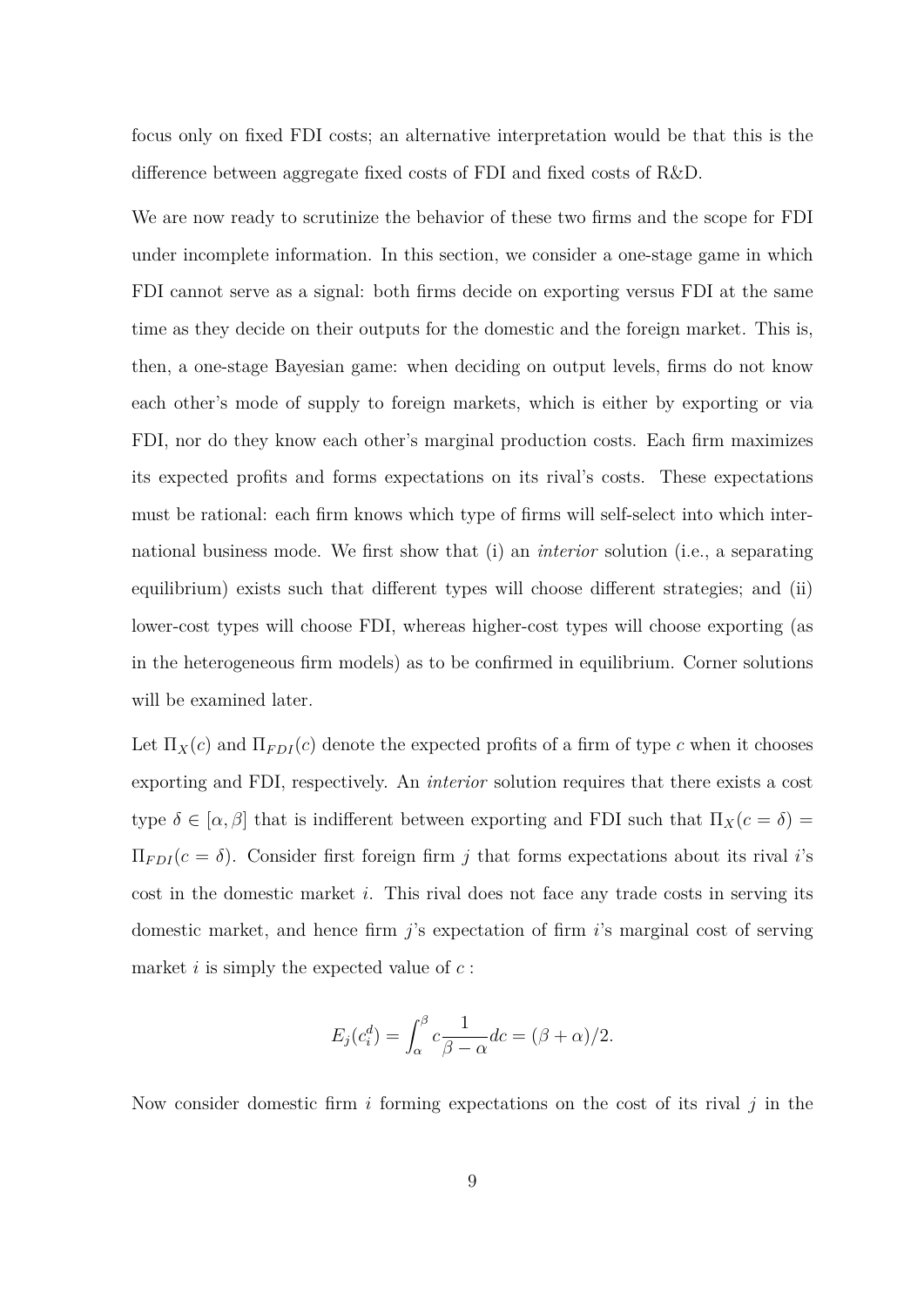focus only on fixed FDI costs; an alternative interpretation would be that this is the difference between aggregate fixed costs of FDI and fixed costs of R&D.

We are now ready to scrutinize the behavior of these two firms and the scope for FDI under incomplete information. In this section, we consider a one-stage game in which FDI cannot serve as a signal: both firms decide on exporting versus FDI at the same time as they decide on their outputs for the domestic and the foreign market. This is, then, a one-stage Bayesian game: when deciding on output levels, firms do not know each other's mode of supply to foreign markets, which is either by exporting or via FDI, nor do they know each other's marginal production costs. Each firm maximizes its expected profits and forms expectations on its rival's costs. These expectations must be rational: each firm knows which type of firms will self-select into which international business mode. We first show that (i) an *interior* solution (i.e., a separating equilibrium) exists such that different types will choose different strategies; and (ii) lower-cost types will choose FDI, whereas higher-cost types will choose exporting (as in the heterogeneous firm models) as to be confirmed in equilibrium. Corner solutions will be examined later.

Let $\Pi_X(c)$ and $\Pi_{FDI}(c)$ denote the expected profits of a firm of type $c$ when it chooses exporting and FDI, respectively. An *interior* solution requires that there exists a cost type $\delta \in [\alpha, \beta]$ that is indifferent between exporting and FDI such that $\Pi_X(c = \delta) = \Pi_{FDI}(c = \delta)$. Consider first foreign firm $j$ that forms expectations about its rival $i$'s cost in the domestic market $i$. This rival does not face any trade costs in serving its domestic market, and hence firm $j$'s expectation of firm $i$'s marginal cost of serving market $i$ is simply the expected value of $c$ :

$$E_j(c_i^d) = \int_{\alpha}^{\beta} c \frac{1}{\beta - \alpha} dc = (\beta + \alpha)/2.$$

Now consider domestic firm $i$ forming expectations on the cost of its rival $j$ in the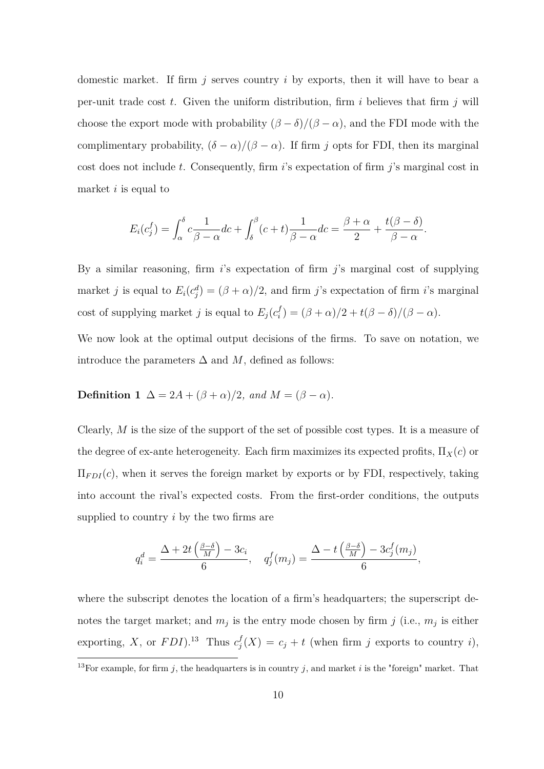domestic market. If firm $j$ serves country $i$ by exports, then it will have to bear a per-unit trade cost $t$. Given the uniform distribution, firm $i$ believes that firm $j$ will choose the export mode with probability $(\beta - \delta)/(\beta - \alpha)$, and the FDI mode with the complimentary probability, $(\delta - \alpha)/(\beta - \alpha)$. If firm $j$ opts for FDI, then its marginal cost does not include $t$. Consequently, firm $i$'s expectation of firm $j$'s marginal cost in market $i$ is equal to

$$E_i(c_j^f) = \int_\alpha^\delta c \frac{1}{\beta - \alpha} dc + \int_\delta^\beta (c + t) \frac{1}{\beta - \alpha} dc = \frac{\beta + \alpha}{2} + \frac{t(\beta - \delta)}{\beta - \alpha}.$$

By a similar reasoning, firm $i$'s expectation of firm $j$'s marginal cost of supplying market $j$ is equal to $E_i(c_j^d) = (\beta + \alpha)/2$, and firm $j$'s expectation of firm $i$'s marginal cost of supplying market $j$ is equal to $E_j(c_i^f) = (\beta + \alpha)/2 + t(\beta - \delta)/(\beta - \alpha)$.

We now look at the optimal output decisions of the firms. To save on notation, we introduce the parameters $\Delta$ and $M$, defined as follows:

**Definition 1** *$\Delta = 2A + (\beta + \alpha)/2$, and $M = (\beta - \alpha)$.*

Clearly, $M$ is the size of the support of the set of possible cost types. It is a measure of the degree of ex-ante heterogeneity. Each firm maximizes its expected profits, $\Pi_X(c)$ or $\Pi_{FDI}(c)$, when it serves the foreign market by exports or by FDI, respectively, taking into account the rival's expected costs. From the first-order conditions, the outputs supplied to country $i$ by the two firms are

$$q_i^d = \frac{\Delta + 2t\left(\frac{\beta - \delta}{M}\right) - 3c_i}{6}, \quad q_j^f(m_j) = \frac{\Delta - t\left(\frac{\beta - \delta}{M}\right) - 3c_j^f(m_j)}{6},$$

where the subscript denotes the location of a firm's headquarters; the superscript denotes the target market; and $m_j$ is the entry mode chosen by firm $j$ (i.e., $m_j$ is either exporting, $X$, or $FDI$).[13] Thus $c_j^f(X) = c_j + t$ (when firm $j$ exports to country $i$),

[13] For example, for firm $j$, the headquarters is in country $j$, and market $i$ is the "foreign" market. That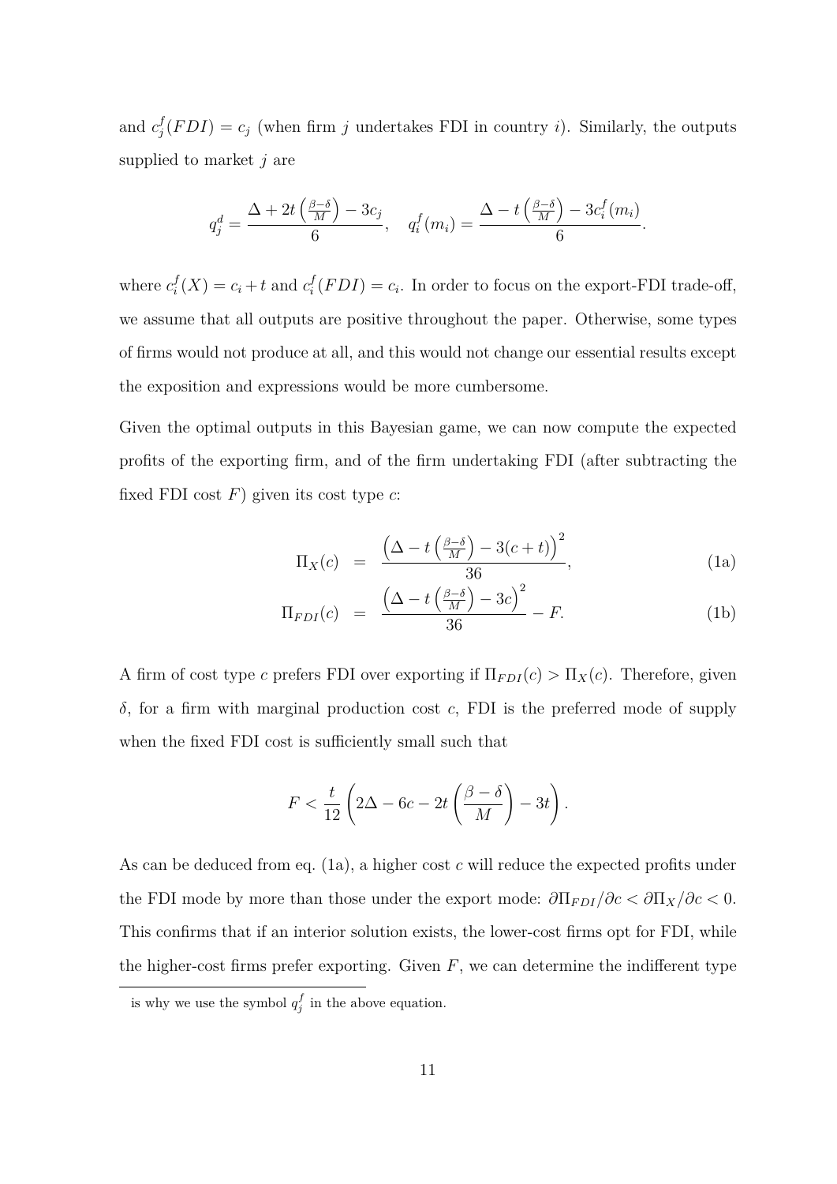and $c_j^f(FDI) = c_j$ (when firm $j$ undertakes FDI in country $i$). Similarly, the outputs supplied to market $j$ are

$$q_j^d = \frac{\Delta + 2t\left(\frac{\beta-\delta}{M}\right) - 3c_j}{6}, \quad q_i^f(m_i) = \frac{\Delta - t\left(\frac{\beta-\delta}{M}\right) - 3c_i^f(m_i)}{6}.$$

where $c_i^f(X) = c_i + t$ and $c_i^f(FDI) = c_i$. In order to focus on the export-FDI trade-off, we assume that all outputs are positive throughout the paper. Otherwise, some types of firms would not produce at all, and this would not change our essential results except the exposition and expressions would be more cumbersome.

Given the optimal outputs in this Bayesian game, we can now compute the expected profits of the exporting firm, and of the firm undertaking FDI (after subtracting the fixed FDI cost $F$) given its cost type $c$:

$$\Pi_X(c) = \frac{\left(\Delta - t\left(\frac{\beta-\delta}{M}\right) - 3(c+t)\right)^2}{36}, \tag{1a}$$

$$\Pi_{FDI}(c) = \frac{\left(\Delta - t\left(\frac{\beta-\delta}{M}\right) - 3c\right)^2}{36} - F. \tag{1b}$$

A firm of cost type $c$ prefers FDI over exporting if $\Pi_{FDI}(c) > \Pi_X(c)$. Therefore, given $\delta$, for a firm with marginal production cost $c$, FDI is the preferred mode of supply when the fixed FDI cost is sufficiently small such that

$$F < \frac{t}{12}\left(2\Delta - 6c - 2t\left(\frac{\beta-\delta}{M}\right) - 3t\right).$$

As can be deduced from eq. (1a), a higher cost $c$ will reduce the expected profits under the FDI mode by more than those under the export mode: $\partial\Pi_{FDI}/\partial c < \partial\Pi_X/\partial c < 0$. This confirms that if an interior solution exists, the lower-cost firms opt for FDI, while the higher-cost firms prefer exporting. Given $F$, we can determine the indifferent type

is why we use the symbol $q_j^f$ in the above equation.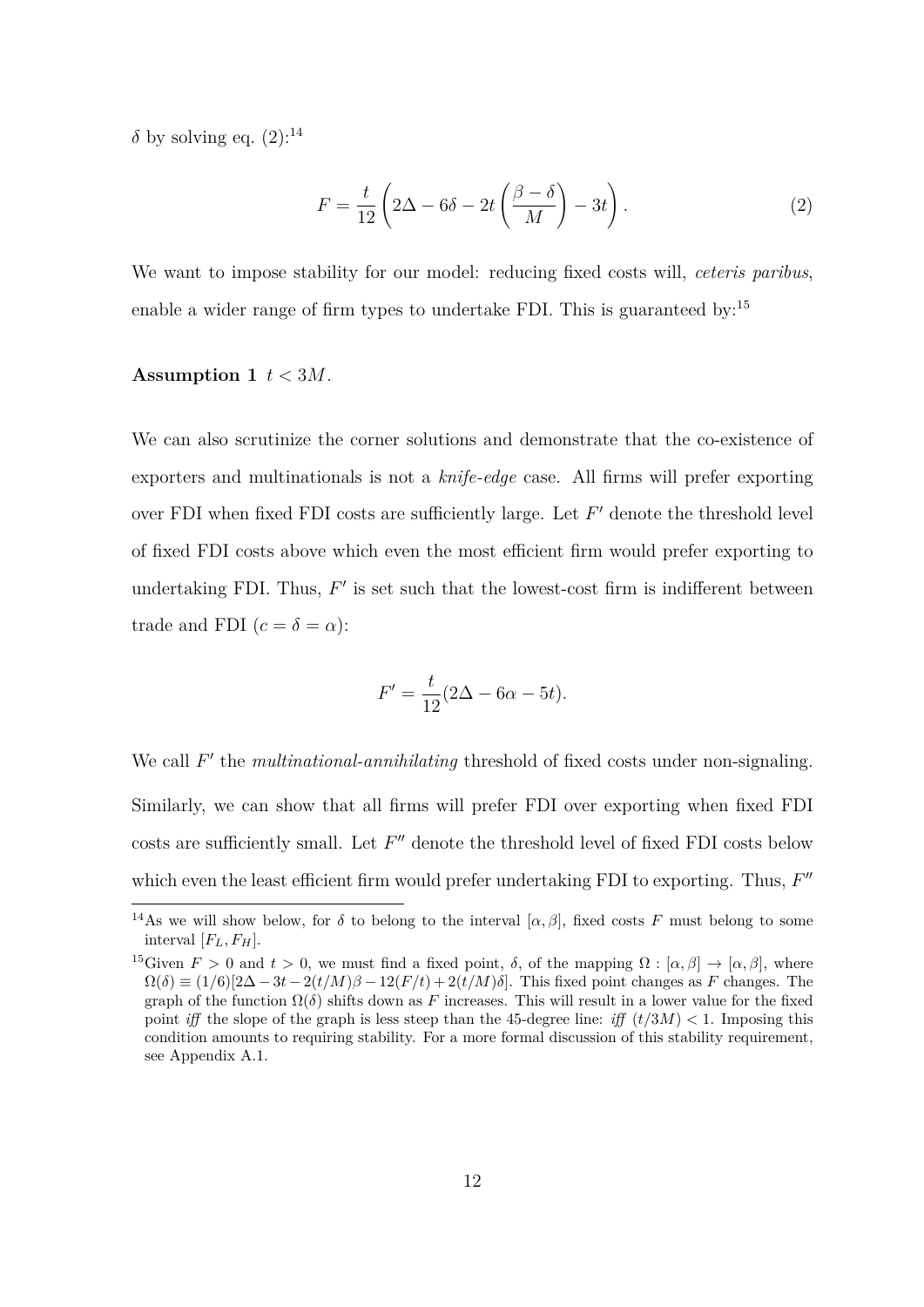$\delta$ by solving eq. (2):[14]

$$F = \frac{t}{12}\left(2\Delta - 6\delta - 2t\left(\frac{\beta - \delta}{M}\right) - 3t\right). \tag{2}$$

We want to impose stability for our model: reducing fixed costs will, *ceteris paribus*, enable a wider range of firm types to undertake FDI. This is guaranteed by:[15]

**Assumption 1** $t < 3M$.

We can also scrutinize the corner solutions and demonstrate that the co-existence of exporters and multinationals is not a *knife-edge* case. All firms will prefer exporting over FDI when fixed FDI costs are sufficiently large. Let $F'$ denote the threshold level of fixed FDI costs above which even the most efficient firm would prefer exporting to undertaking FDI. Thus, $F'$ is set such that the lowest-cost firm is indifferent between trade and FDI ($c = \delta = \alpha$):

$$F' = \frac{t}{12}(2\Delta - 6\alpha - 5t).$$

We call $F'$ the *multinational-annihilating* threshold of fixed costs under non-signaling. Similarly, we can show that all firms will prefer FDI over exporting when fixed FDI costs are sufficiently small. Let $F''$ denote the threshold level of fixed FDI costs below which even the least efficient firm would prefer undertaking FDI to exporting. Thus, $F''$

[14] As we will show below, for $\delta$ to belong to the interval $[\alpha, \beta]$, fixed costs $F$ must belong to some interval $[F_L, F_H]$.

[15] Given $F > 0$ and $t > 0$, we must find a fixed point, $\delta$, of the mapping $\Omega : [\alpha, \beta] \to [\alpha, \beta]$, where $\Omega(\delta) \equiv (1/6)[2\Delta - 3t - 2(t/M)\beta - 12(F/t) + 2(t/M)\delta]$. This fixed point changes as $F$ changes. The graph of the function $\Omega(\delta)$ shifts down as $F$ increases. This will result in a lower value for the fixed point *iff* the slope of the graph is less steep than the 45-degree line: *iff* $(t/3M) < 1$. Imposing this condition amounts to requiring stability. For a more formal discussion of this stability requirement, see Appendix A.1.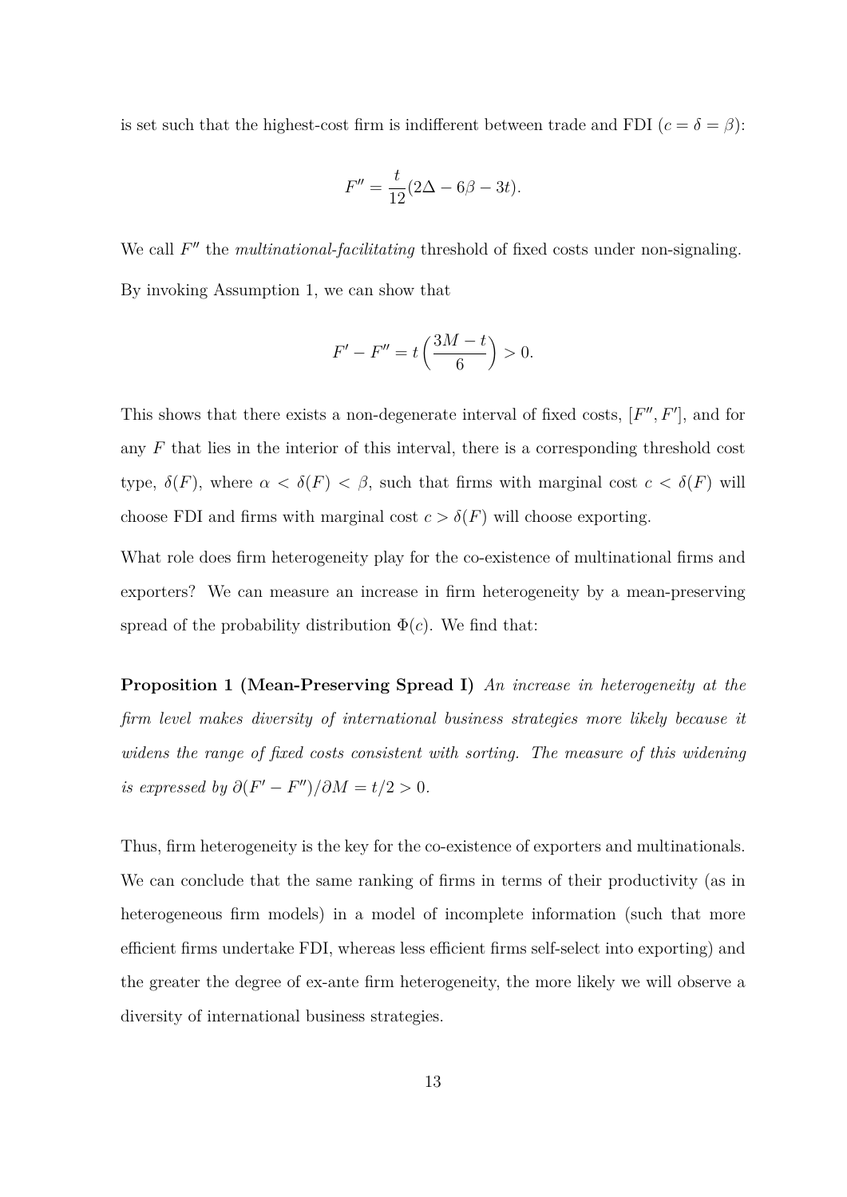is set such that the highest-cost firm is indifferent between trade and FDI ($c = \delta = \beta$):

$$F'' = \frac{t}{12}(2\Delta - 6\beta - 3t).$$

We call $F''$ the *multinational-facilitating* threshold of fixed costs under non-signaling. By invoking Assumption 1, we can show that

$$F' - F'' = t\left(\frac{3M - t}{6}\right) > 0.$$

This shows that there exists a non-degenerate interval of fixed costs, $[F'', F']$, and for any $F$ that lies in the interior of this interval, there is a corresponding threshold cost type, $\delta(F)$, where $\alpha < \delta(F) < \beta$, such that firms with marginal cost $c < \delta(F)$ will choose FDI and firms with marginal cost $c > \delta(F)$ will choose exporting.

What role does firm heterogeneity play for the co-existence of multinational firms and exporters? We can measure an increase in firm heterogeneity by a mean-preserving spread of the probability distribution $\Phi(c)$. We find that:

**Proposition 1 (Mean-Preserving Spread I)** *An increase in heterogeneity at the firm level makes diversity of international business strategies more likely because it widens the range of fixed costs consistent with sorting. The measure of this widening is expressed by* $\partial(F' - F'')/\partial M = t/2 > 0$.

Thus, firm heterogeneity is the key for the co-existence of exporters and multinationals. We can conclude that the same ranking of firms in terms of their productivity (as in heterogeneous firm models) in a model of incomplete information (such that more efficient firms undertake FDI, whereas less efficient firms self-select into exporting) and the greater the degree of ex-ante firm heterogeneity, the more likely we will observe a diversity of international business strategies.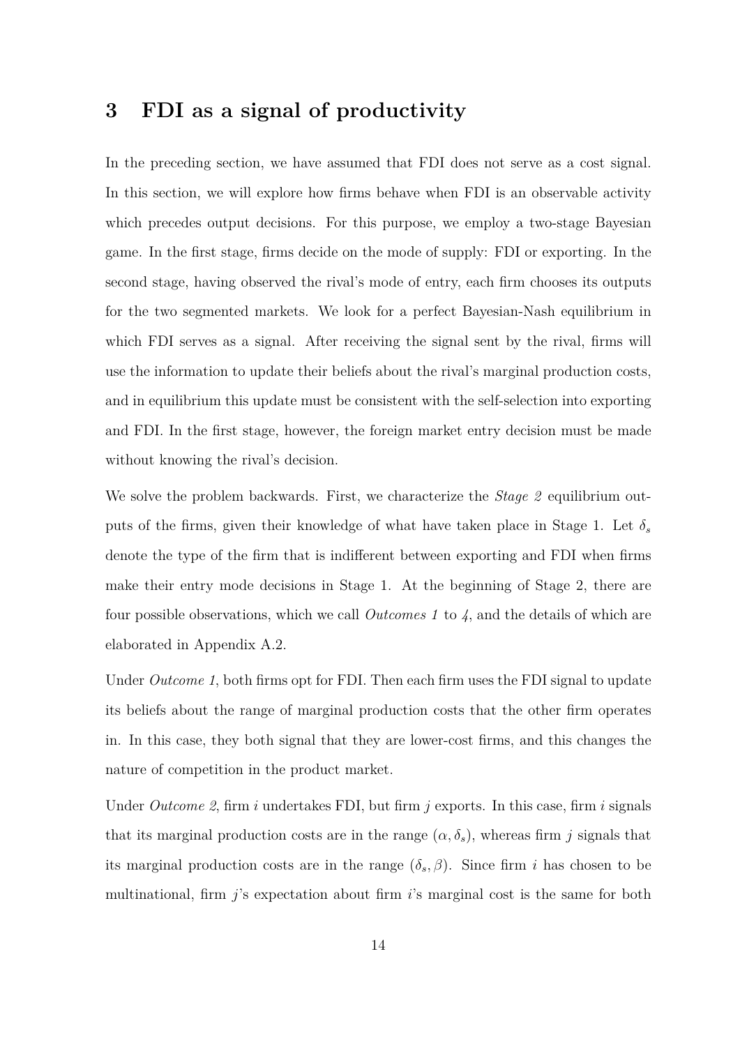## 3 FDI as a signal of productivity

In the preceding section, we have assumed that FDI does not serve as a cost signal. In this section, we will explore how firms behave when FDI is an observable activity which precedes output decisions. For this purpose, we employ a two-stage Bayesian game. In the first stage, firms decide on the mode of supply: FDI or exporting. In the second stage, having observed the rival's mode of entry, each firm chooses its outputs for the two segmented markets. We look for a perfect Bayesian-Nash equilibrium in which FDI serves as a signal. After receiving the signal sent by the rival, firms will use the information to update their beliefs about the rival's marginal production costs, and in equilibrium this update must be consistent with the self-selection into exporting and FDI. In the first stage, however, the foreign market entry decision must be made without knowing the rival's decision.

We solve the problem backwards. First, we characterize the *Stage 2* equilibrium outputs of the firms, given their knowledge of what have taken place in Stage 1. Let $\delta_s$ denote the type of the firm that is indifferent between exporting and FDI when firms make their entry mode decisions in Stage 1. At the beginning of Stage 2, there are four possible observations, which we call *Outcomes 1* to *4*, and the details of which are elaborated in Appendix A.2.

Under *Outcome 1*, both firms opt for FDI. Then each firm uses the FDI signal to update its beliefs about the range of marginal production costs that the other firm operates in. In this case, they both signal that they are lower-cost firms, and this changes the nature of competition in the product market.

Under *Outcome 2*, firm $i$ undertakes FDI, but firm $j$ exports. In this case, firm $i$ signals that its marginal production costs are in the range $(\alpha, \delta_s)$, whereas firm $j$ signals that its marginal production costs are in the range $(\delta_s, \beta)$. Since firm $i$ has chosen to be multinational, firm $j$'s expectation about firm $i$'s marginal cost is the same for both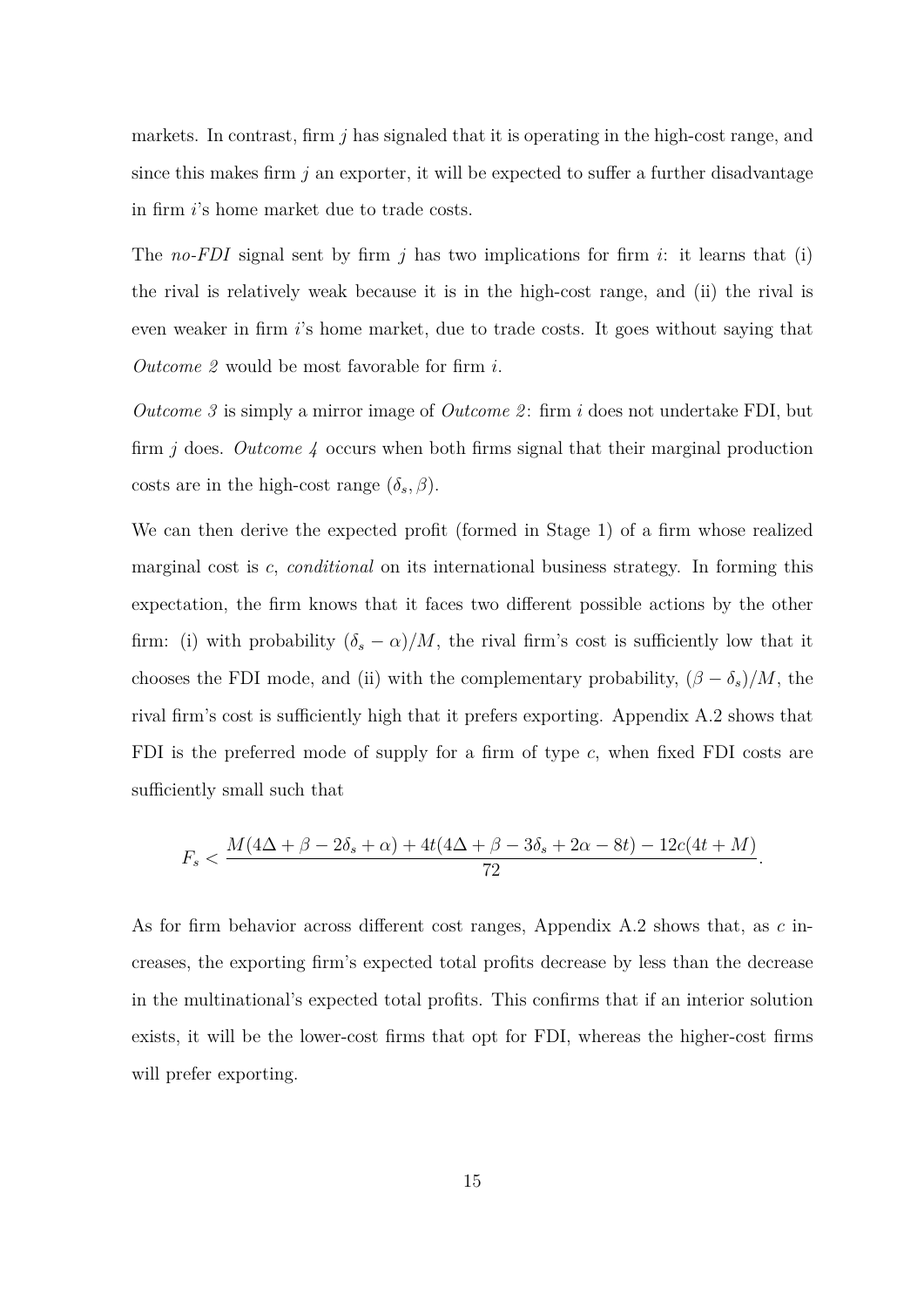markets. In contrast, firm $j$ has signaled that it is operating in the high-cost range, and since this makes firm $j$ an exporter, it will be expected to suffer a further disadvantage in firm $i$'s home market due to trade costs.

The *no-FDI* signal sent by firm $j$ has two implications for firm $i$: it learns that (i) the rival is relatively weak because it is in the high-cost range, and (ii) the rival is even weaker in firm $i$'s home market, due to trade costs. It goes without saying that *Outcome 2* would be most favorable for firm $i$.

*Outcome 3* is simply a mirror image of *Outcome 2*: firm $i$ does not undertake FDI, but firm $j$ does. *Outcome 4* occurs when both firms signal that their marginal production costs are in the high-cost range $(\delta_s, \beta)$.

We can then derive the expected profit (formed in Stage 1) of a firm whose realized marginal cost is $c$, *conditional* on its international business strategy. In forming this expectation, the firm knows that it faces two different possible actions by the other firm: (i) with probability $(\delta_s - \alpha)/M$, the rival firm's cost is sufficiently low that it chooses the FDI mode, and (ii) with the complementary probability, $(\beta - \delta_s)/M$, the rival firm's cost is sufficiently high that it prefers exporting. Appendix A.2 shows that FDI is the preferred mode of supply for a firm of type $c$, when fixed FDI costs are sufficiently small such that

$$F_s < \frac{M(4\Delta + \beta - 2\delta_s + \alpha) + 4t(4\Delta + \beta - 3\delta_s + 2\alpha - 8t) - 12c(4t + M)}{72}.$$

As for firm behavior across different cost ranges, Appendix A.2 shows that, as $c$ increases, the exporting firm's expected total profits decrease by less than the decrease in the multinational's expected total profits. This confirms that if an interior solution exists, it will be the lower-cost firms that opt for FDI, whereas the higher-cost firms will prefer exporting.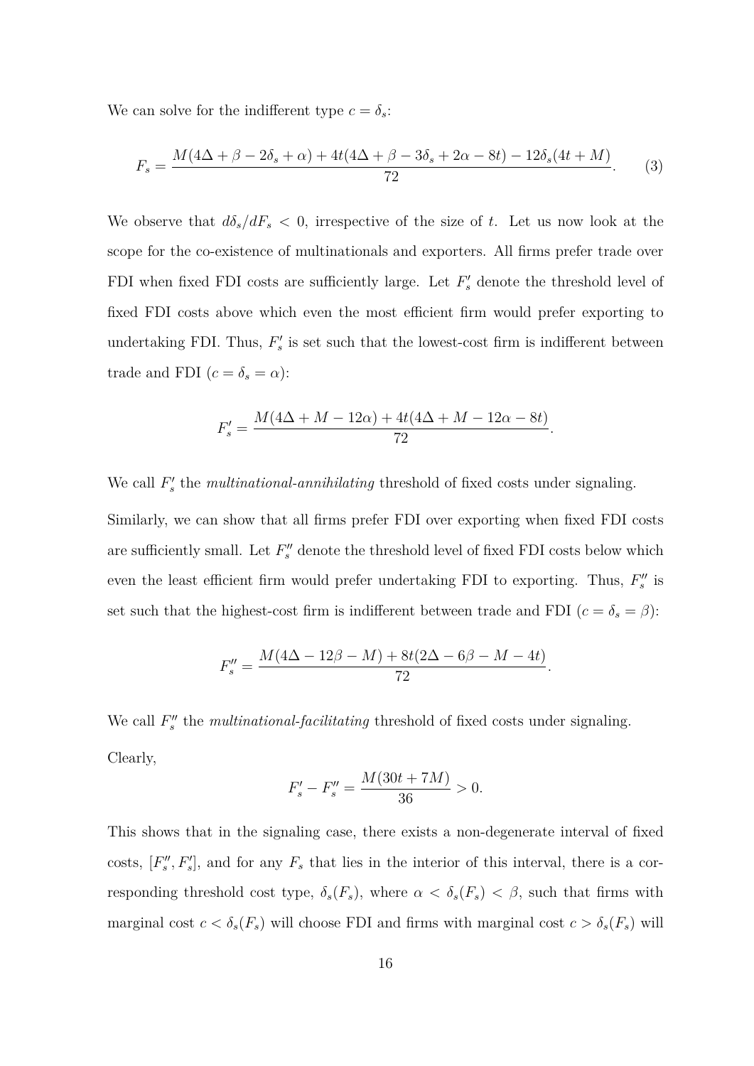We can solve for the indifferent type $c = \delta_s$:

$$F_s = \frac{M(4\Delta + \beta - 2\delta_s + \alpha) + 4t(4\Delta + \beta - 3\delta_s + 2\alpha - 8t) - 12\delta_s(4t + M)}{72}. \tag{3}$$

We observe that $d\delta_s/dF_s < 0$, irrespective of the size of $t$. Let us now look at the scope for the co-existence of multinationals and exporters. All firms prefer trade over FDI when fixed FDI costs are sufficiently large. Let $F_s'$ denote the threshold level of fixed FDI costs above which even the most efficient firm would prefer exporting to undertaking FDI. Thus, $F_s'$ is set such that the lowest-cost firm is indifferent between trade and FDI ($c = \delta_s = \alpha$):

$$F_s' = \frac{M(4\Delta + M - 12\alpha) + 4t(4\Delta + M - 12\alpha - 8t)}{72}.$$

We call $F_s'$ the *multinational-annihilating* threshold of fixed costs under signaling.

Similarly, we can show that all firms prefer FDI over exporting when fixed FDI costs are sufficiently small. Let $F_s''$ denote the threshold level of fixed FDI costs below which even the least efficient firm would prefer undertaking FDI to exporting. Thus, $F_s''$ is set such that the highest-cost firm is indifferent between trade and FDI ($c = \delta_s = \beta$):

$$F_s'' = \frac{M(4\Delta - 12\beta - M) + 8t(2\Delta - 6\beta - M - 4t)}{72}.$$

We call $F_s''$ the *multinational-facilitating* threshold of fixed costs under signaling.

Clearly,

$$F_s' - F_s'' = \frac{M(30t + 7M)}{36} > 0.$$

This shows that in the signaling case, there exists a non-degenerate interval of fixed costs, $[F_s'', F_s']$, and for any $F_s$ that lies in the interior of this interval, there is a corresponding threshold cost type, $\delta_s(F_s)$, where $\alpha < \delta_s(F_s) < \beta$, such that firms with marginal cost $c < \delta_s(F_s)$ will choose FDI and firms with marginal cost $c > \delta_s(F_s)$ will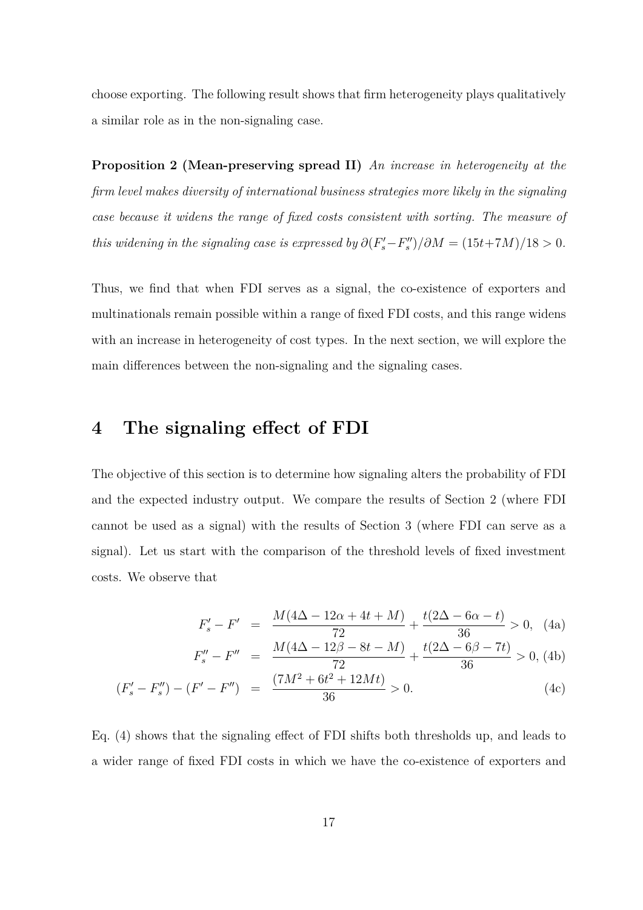choose exporting. The following result shows that firm heterogeneity plays qualitatively a similar role as in the non-signaling case.

**Proposition 2 (Mean-preserving spread II)** *An increase in heterogeneity at the firm level makes diversity of international business strategies more likely in the signaling case because it widens the range of fixed costs consistent with sorting. The measure of this widening in the signaling case is expressed by* $\partial(F_s' - F_s'')/\partial M = (15t + 7M)/18 > 0$.

Thus, we find that when FDI serves as a signal, the co-existence of exporters and multinationals remain possible within a range of fixed FDI costs, and this range widens with an increase in heterogeneity of cost types. In the next section, we will explore the main differences between the non-signaling and the signaling cases.

# 4 The signaling effect of FDI

The objective of this section is to determine how signaling alters the probability of FDI and the expected industry output. We compare the results of Section 2 (where FDI cannot be used as a signal) with the results of Section 3 (where FDI can serve as a signal). Let us start with the comparison of the threshold levels of fixed investment costs. We observe that

$$F_s' - F' = \frac{M(4\Delta - 12\alpha + 4t + M)}{72} + \frac{t(2\Delta - 6\alpha - t)}{36} > 0, \quad \text{(4a)}$$

$$F_s'' - F'' = \frac{M(4\Delta - 12\beta - 8t - M)}{72} + \frac{t(2\Delta - 6\beta - 7t)}{36} > 0, \quad \text{(4b)}$$

$$(F_s' - F_s'') - (F' - F'') = \frac{(7M^2 + 6t^2 + 12Mt)}{36} > 0. \quad \text{(4c)}$$

Eq. (4) shows that the signaling effect of FDI shifts both thresholds up, and leads to a wider range of fixed FDI costs in which we have the co-existence of exporters and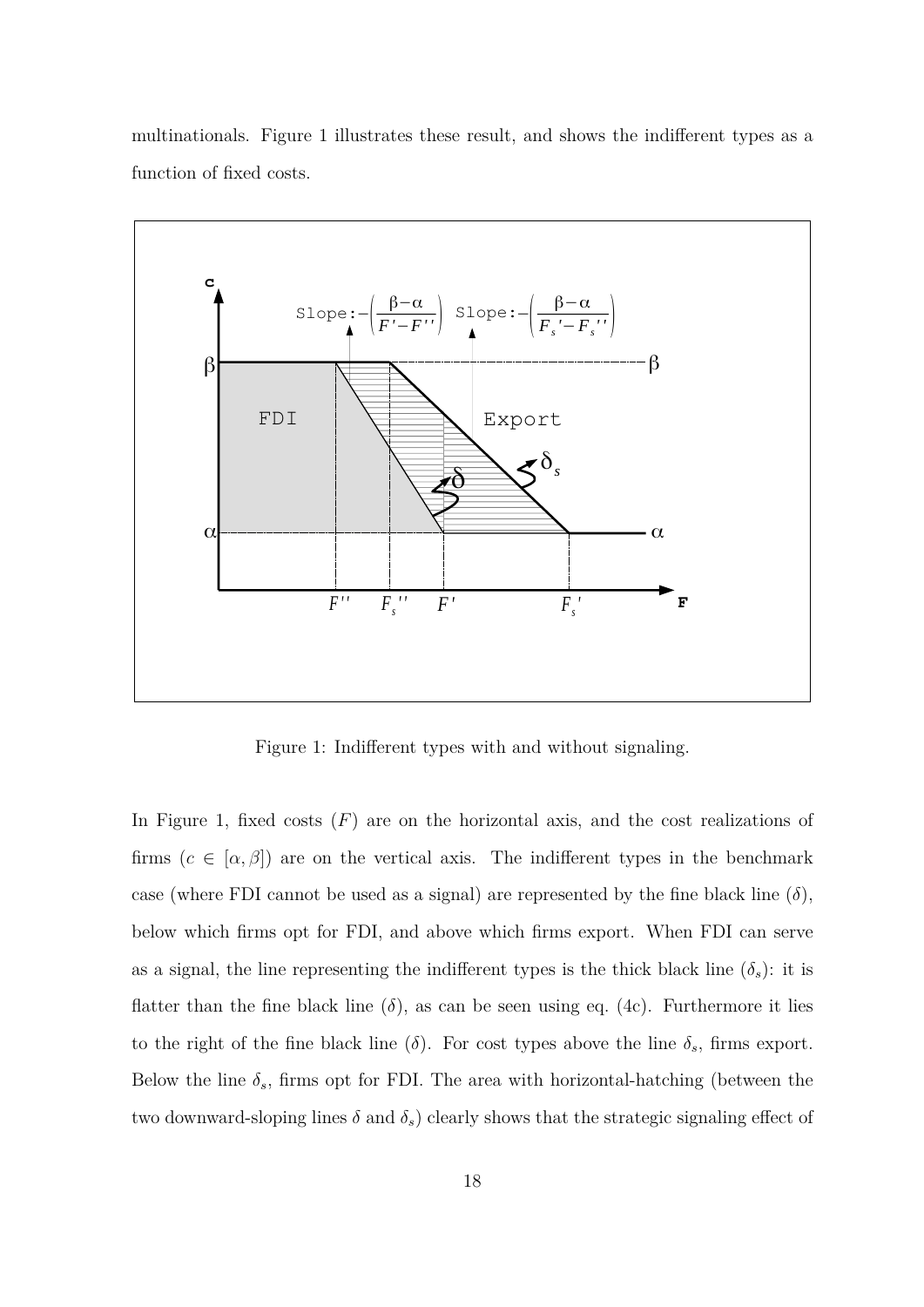multinationals. Figure 1 illustrates these result, and shows the indifferent types as a function of fixed costs.

Figure 1: Indifferent types with and without signaling.

In Figure 1, fixed costs ($F$) are on the horizontal axis, and the cost realizations of firms ($c \in [\alpha, \beta]$) are on the vertical axis. The indifferent types in the benchmark case (where FDI cannot be used as a signal) are represented by the fine black line ($\delta$), below which firms opt for FDI, and above which firms export. When FDI can serve as a signal, the line representing the indifferent types is the thick black line ($\delta_s$): it is flatter than the fine black line ($\delta$), as can be seen using eq. (4c). Furthermore it lies to the right of the fine black line ($\delta$). For cost types above the line $\delta_s$, firms export. Below the line $\delta_s$, firms opt for FDI. The area with horizontal-hatching (between the two downward-sloping lines $\delta$ and $\delta_s$) clearly shows that the strategic signaling effect of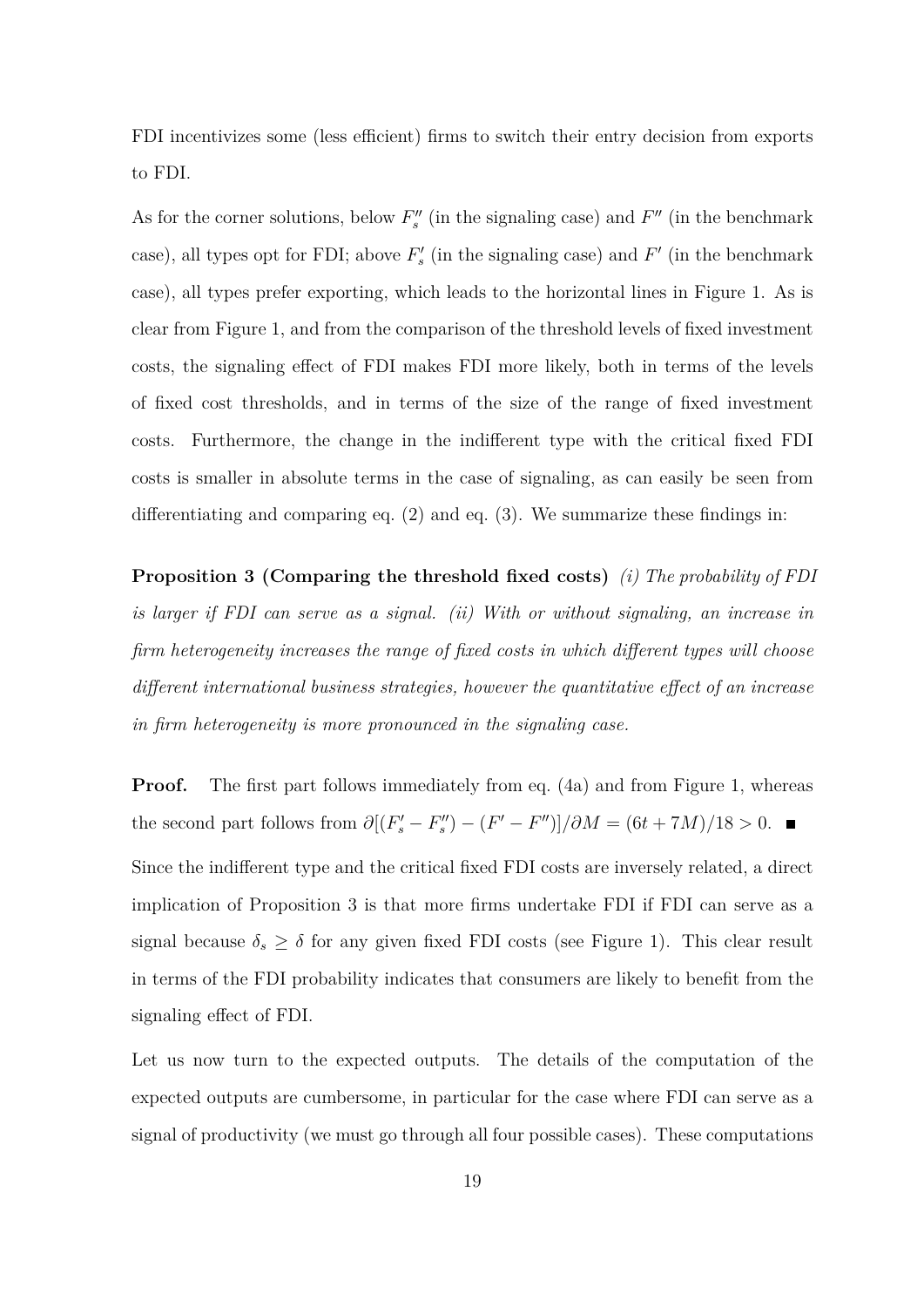FDI incentivizes some (less efficient) firms to switch their entry decision from exports to FDI.

As for the corner solutions, below $F_s''$ (in the signaling case) and $F''$ (in the benchmark case), all types opt for FDI; above $F_s'$ (in the signaling case) and $F'$ (in the benchmark case), all types prefer exporting, which leads to the horizontal lines in Figure 1. As is clear from Figure 1, and from the comparison of the threshold levels of fixed investment costs, the signaling effect of FDI makes FDI more likely, both in terms of the levels of fixed cost thresholds, and in terms of the size of the range of fixed investment costs. Furthermore, the change in the indifferent type with the critical fixed FDI costs is smaller in absolute terms in the case of signaling, as can easily be seen from differentiating and comparing eq. (2) and eq. (3). We summarize these findings in:

**Proposition 3 (Comparing the threshold fixed costs)** *(i) The probability of FDI is larger if FDI can serve as a signal. (ii) With or without signaling, an increase in firm heterogeneity increases the range of fixed costs in which different types will choose different international business strategies, however the quantitative effect of an increase in firm heterogeneity is more pronounced in the signaling case.*

**Proof.** The first part follows immediately from eq. (4a) and from Figure 1, whereas the second part follows from $\partial[(F_s' - F_s'') - (F' - F'')]/\partial M = (6t + 7M)/18 > 0$. ∎

Since the indifferent type and the critical fixed FDI costs are inversely related, a direct implication of Proposition 3 is that more firms undertake FDI if FDI can serve as a signal because $\delta_s \geq \delta$ for any given fixed FDI costs (see Figure 1). This clear result in terms of the FDI probability indicates that consumers are likely to benefit from the signaling effect of FDI.

Let us now turn to the expected outputs. The details of the computation of the expected outputs are cumbersome, in particular for the case where FDI can serve as a signal of productivity (we must go through all four possible cases). These computations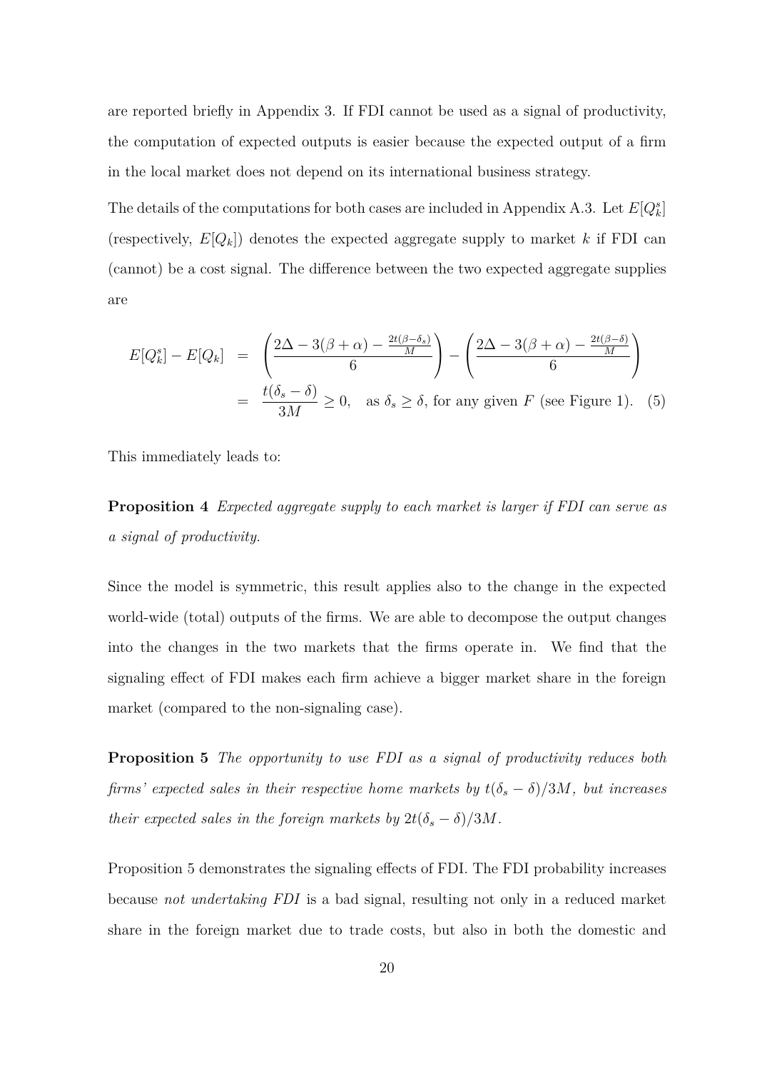are reported briefly in Appendix 3. If FDI cannot be used as a signal of productivity, the computation of expected outputs is easier because the expected output of a firm in the local market does not depend on its international business strategy.

The details of the computations for both cases are included in Appendix A.3. Let $E[Q_k^s]$ (respectively, $E[Q_k]$) denotes the expected aggregate supply to market $k$ if FDI can (cannot) be a cost signal. The difference between the two expected aggregate supplies are

$$
\begin{aligned}
E[Q_k^s] - E[Q_k] &= \left(\frac{2\Delta - 3(\beta+\alpha) - \frac{2t(\beta-\delta_s)}{M}}{6}\right) - \left(\frac{2\Delta - 3(\beta+\alpha) - \frac{2t(\beta-\delta)}{M}}{6}\right) \\
&= \frac{t(\delta_s - \delta)}{3M} \geq 0, \quad \text{as } \delta_s \geq \delta, \text{ for any given } F \text{ (see Figure 1).} \qquad (5)
\end{aligned}
$$

This immediately leads to:

**Proposition 4** *Expected aggregate supply to each market is larger if FDI can serve as a signal of productivity.*

Since the model is symmetric, this result applies also to the change in the expected world-wide (total) outputs of the firms. We are able to decompose the output changes into the changes in the two markets that the firms operate in. We find that the signaling effect of FDI makes each firm achieve a bigger market share in the foreign market (compared to the non-signaling case).

**Proposition 5** *The opportunity to use FDI as a signal of productivity reduces both firms' expected sales in their respective home markets by $t(\delta_s - \delta)/3M$, but increases their expected sales in the foreign markets by $2t(\delta_s - \delta)/3M$.*

Proposition 5 demonstrates the signaling effects of FDI. The FDI probability increases because *not undertaking FDI* is a bad signal, resulting not only in a reduced market share in the foreign market due to trade costs, but also in both the domestic and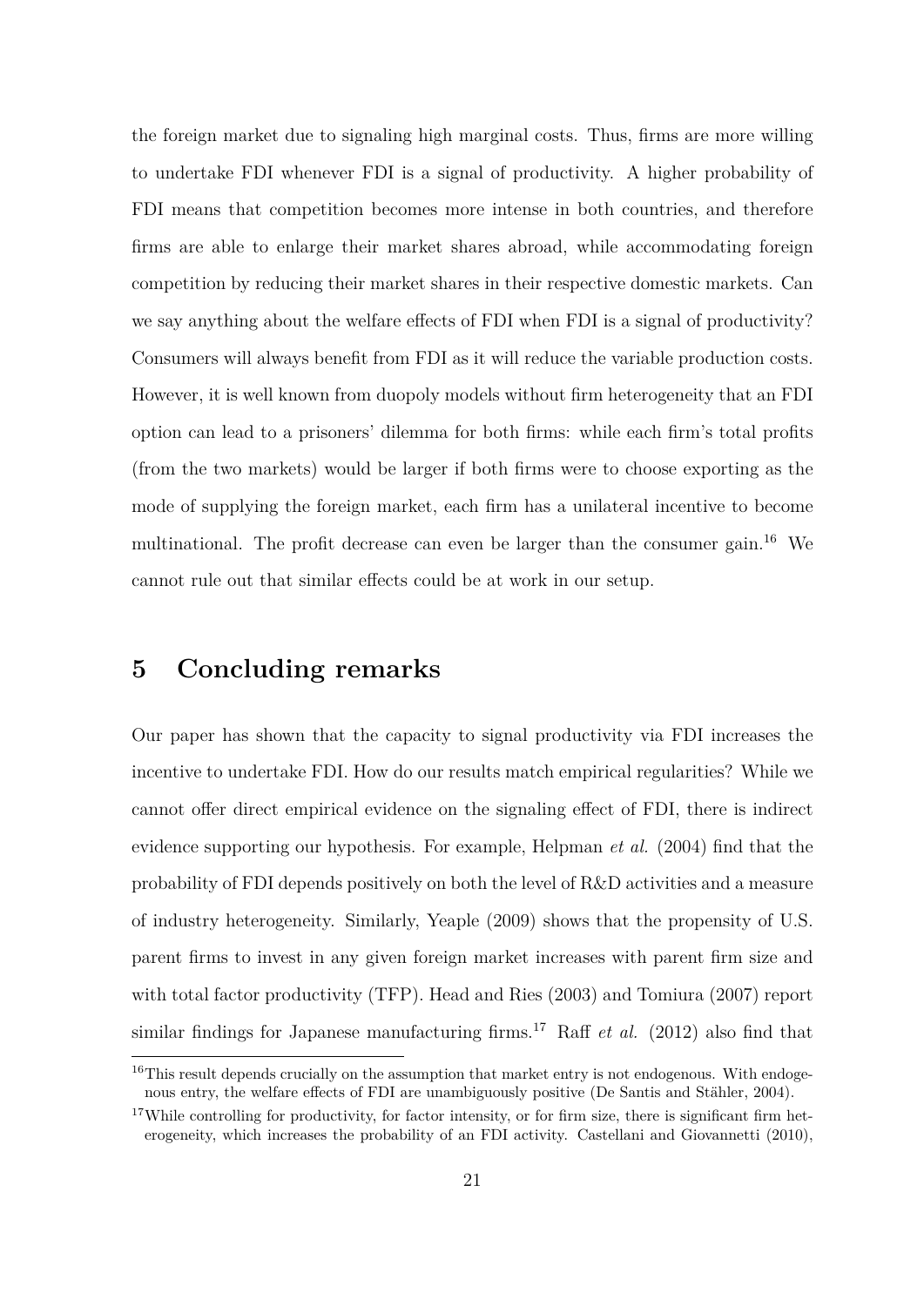the foreign market due to signaling high marginal costs. Thus, firms are more willing to undertake FDI whenever FDI is a signal of productivity. A higher probability of FDI means that competition becomes more intense in both countries, and therefore firms are able to enlarge their market shares abroad, while accommodating foreign competition by reducing their market shares in their respective domestic markets. Can we say anything about the welfare effects of FDI when FDI is a signal of productivity? Consumers will always benefit from FDI as it will reduce the variable production costs. However, it is well known from duopoly models without firm heterogeneity that an FDI option can lead to a prisoners' dilemma for both firms: while each firm's total profits (from the two markets) would be larger if both firms were to choose exporting as the mode of supplying the foreign market, each firm has a unilateral incentive to become multinational. The profit decrease can even be larger than the consumer gain.[16] We cannot rule out that similar effects could be at work in our setup.

## 5 Concluding remarks

Our paper has shown that the capacity to signal productivity via FDI increases the incentive to undertake FDI. How do our results match empirical regularities? While we cannot offer direct empirical evidence on the signaling effect of FDI, there is indirect evidence supporting our hypothesis. For example, Helpman *et al.* (2004) find that the probability of FDI depends positively on both the level of R&D activities and a measure of industry heterogeneity. Similarly, Yeaple (2009) shows that the propensity of U.S. parent firms to invest in any given foreign market increases with parent firm size and with total factor productivity (TFP). Head and Ries (2003) and Tomiura (2007) report similar findings for Japanese manufacturing firms.[17] Raff *et al.* (2012) also find that

[16]This result depends crucially on the assumption that market entry is not endogenous. With endogenous entry, the welfare effects of FDI are unambiguously positive (De Santis and Stähler, 2004).

[17]While controlling for productivity, for factor intensity, or for firm size, there is significant firm heterogeneity, which increases the probability of an FDI activity. Castellani and Giovannetti (2010),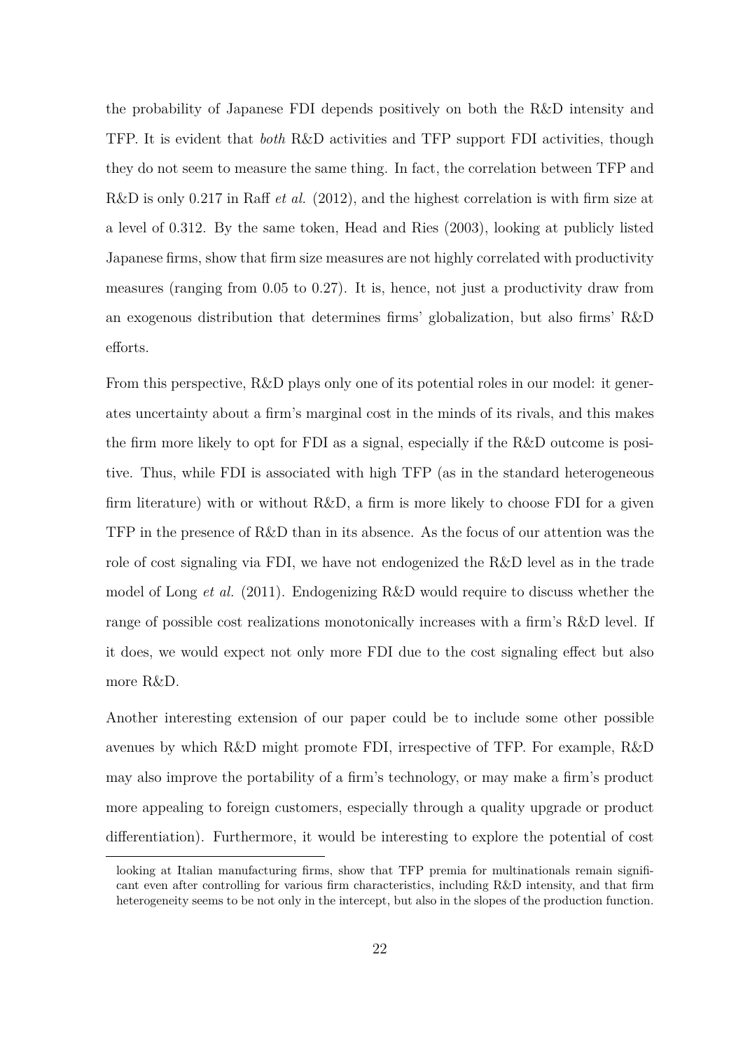the probability of Japanese FDI depends positively on both the R&D intensity and TFP. It is evident that *both* R&D activities and TFP support FDI activities, though they do not seem to measure the same thing. In fact, the correlation between TFP and R&D is only 0.217 in Raff *et al.* (2012), and the highest correlation is with firm size at a level of 0.312. By the same token, Head and Ries (2003), looking at publicly listed Japanese firms, show that firm size measures are not highly correlated with productivity measures (ranging from 0.05 to 0.27). It is, hence, not just a productivity draw from an exogenous distribution that determines firms' globalization, but also firms' R&D efforts.

From this perspective, R&D plays only one of its potential roles in our model: it generates uncertainty about a firm's marginal cost in the minds of its rivals, and this makes the firm more likely to opt for FDI as a signal, especially if the R&D outcome is positive. Thus, while FDI is associated with high TFP (as in the standard heterogeneous firm literature) with or without R&D, a firm is more likely to choose FDI for a given TFP in the presence of R&D than in its absence. As the focus of our attention was the role of cost signaling via FDI, we have not endogenized the R&D level as in the trade model of Long *et al.* (2011). Endogenizing R&D would require to discuss whether the range of possible cost realizations monotonically increases with a firm's R&D level. If it does, we would expect not only more FDI due to the cost signaling effect but also more R&D.

Another interesting extension of our paper could be to include some other possible avenues by which R&D might promote FDI, irrespective of TFP. For example, R&D may also improve the portability of a firm's technology, or may make a firm's product more appealing to foreign customers, especially through a quality upgrade or product differentiation). Furthermore, it would be interesting to explore the potential of cost

looking at Italian manufacturing firms, show that TFP premia for multinationals remain significant even after controlling for various firm characteristics, including R&D intensity, and that firm heterogeneity seems to be not only in the intercept, but also in the slopes of the production function.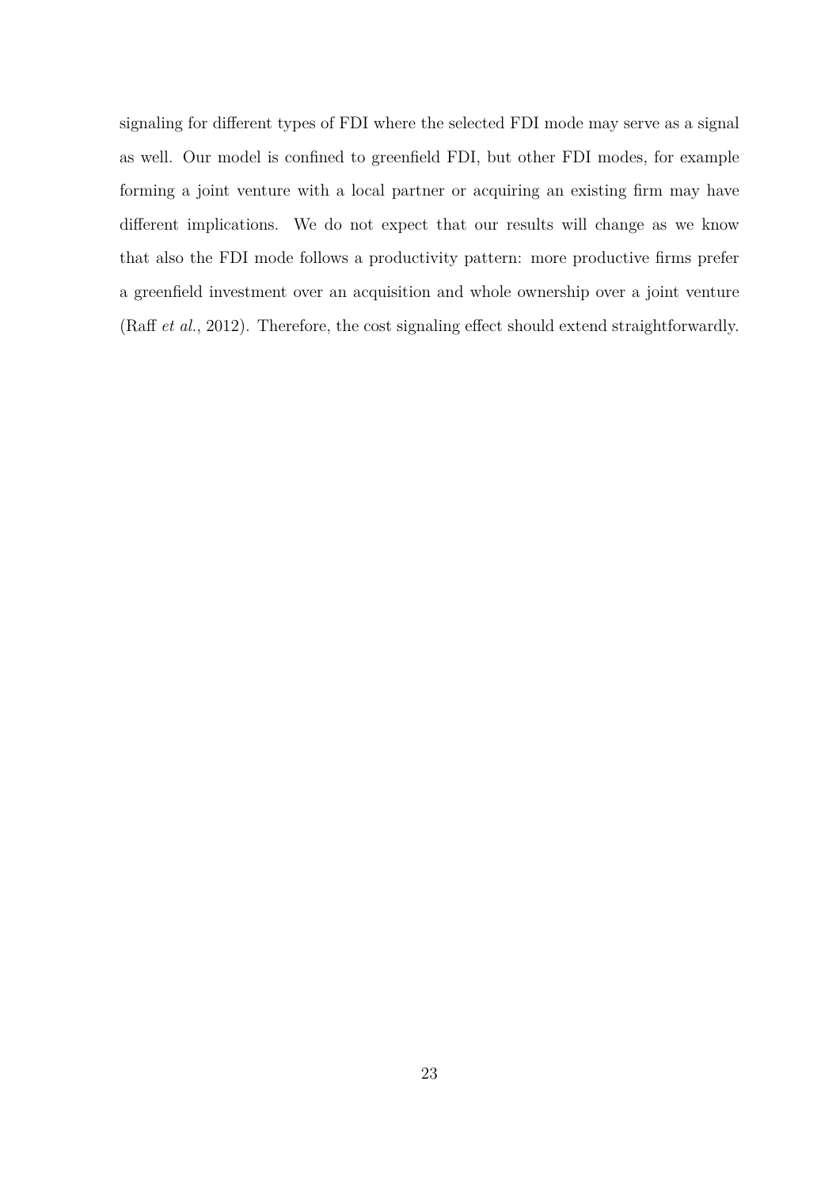signaling for different types of FDI where the selected FDI mode may serve as a signal as well. Our model is confined to greenfield FDI, but other FDI modes, for example forming a joint venture with a local partner or acquiring an existing firm may have different implications. We do not expect that our results will change as we know that also the FDI mode follows a productivity pattern: more productive firms prefer a greenfield investment over an acquisition and whole ownership over a joint venture (Raff *et al.*, 2012). Therefore, the cost signaling effect should extend straightforwardly.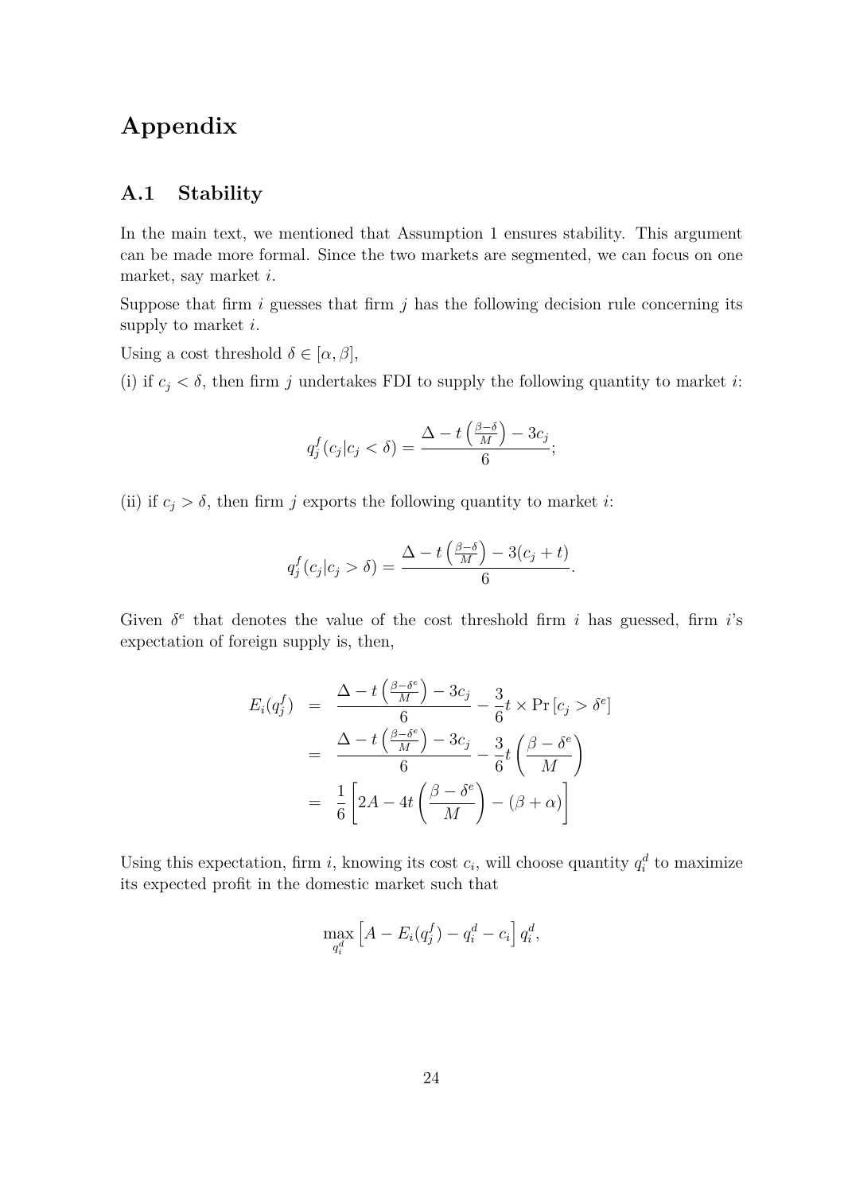# Appendix

## A.1 Stability

In the main text, we mentioned that Assumption 1 ensures stability. This argument can be made more formal. Since the two markets are segmented, we can focus on one market, say market $i$.

Suppose that firm $i$ guesses that firm $j$ has the following decision rule concerning its supply to market $i$.

Using a cost threshold $\delta \in [\alpha, \beta]$,

(i) if $c_j < \delta$, then firm $j$ undertakes FDI to supply the following quantity to market $i$:

$$q_j^f(c_j | c_j < \delta) = \frac{\Delta - t\left(\frac{\beta - \delta}{M}\right) - 3c_j}{6};$$

(ii) if $c_j > \delta$, then firm $j$ exports the following quantity to market $i$:

$$q_j^f(c_j | c_j > \delta) = \frac{\Delta - t\left(\frac{\beta - \delta}{M}\right) - 3(c_j + t)}{6}.$$

Given $\delta^e$ that denotes the value of the cost threshold firm $i$ has guessed, firm $i$'s expectation of foreign supply is, then,

$$\begin{aligned}
E_i(q_j^f) &= \frac{\Delta - t\left(\frac{\beta - \delta^e}{M}\right) - 3c_j}{6} - \frac{3}{6}t \times \Pr\left[c_j > \delta^e\right] \\
&= \frac{\Delta - t\left(\frac{\beta - \delta^e}{M}\right) - 3c_j}{6} - \frac{3}{6}t\left(\frac{\beta - \delta^e}{M}\right) \\
&= \frac{1}{6}\left[2A - 4t\left(\frac{\beta - \delta^e}{M}\right) - (\beta + \alpha)\right]
\end{aligned}$$

Using this expectation, firm $i$, knowing its cost $c_i$, will choose quantity $q_i^d$ to maximize its expected profit in the domestic market such that

$$\max_{q_i^d} \left[A - E_i(q_j^f) - q_i^d - c_i\right] q_i^d,$$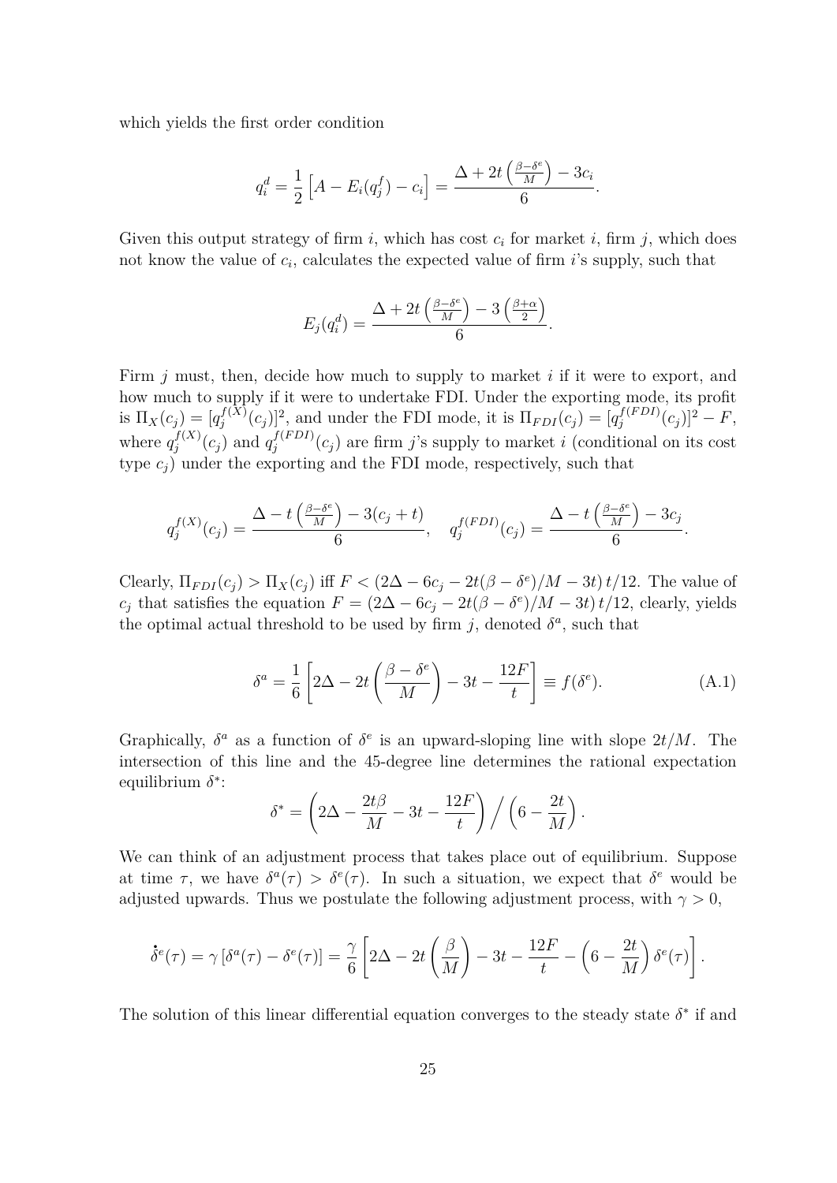which yields the first order condition

$$q_i^d = \frac{1}{2}\left[A - E_i(q_j^f) - c_i\right] = \frac{\Delta + 2t\left(\frac{\beta - \delta^e}{M}\right) - 3c_i}{6}.$$

Given this output strategy of firm $i$, which has cost $c_i$ for market $i$, firm $j$, which does not know the value of $c_i$, calculates the expected value of firm $i$'s supply, such that

$$E_j(q_i^d) = \frac{\Delta + 2t\left(\frac{\beta - \delta^e}{M}\right) - 3\left(\frac{\beta + \alpha}{2}\right)}{6}.$$

Firm $j$ must, then, decide how much to supply to market $i$ if it were to export, and how much to supply if it were to undertake FDI. Under the exporting mode, its profit is $\Pi_X(c_j) = [q_j^{f(X)}(c_j)]^2$, and under the FDI mode, it is $\Pi_{FDI}(c_j) = [q_j^{f(FDI)}(c_j)]^2 - F$, where $q_j^{f(X)}(c_j)$ and $q_j^{f(FDI)}(c_j)$ are firm $j$'s supply to market $i$ (conditional on its cost type $c_j$) under the exporting and the FDI mode, respectively, such that

$$q_j^{f(X)}(c_j) = \frac{\Delta - t\left(\frac{\beta - \delta^e}{M}\right) - 3(c_j + t)}{6}, \quad q_j^{f(FDI)}(c_j) = \frac{\Delta - t\left(\frac{\beta - \delta^e}{M}\right) - 3c_j}{6}.$$

Clearly, $\Pi_{FDI}(c_j) > \Pi_X(c_j)$ iff $F < (2\Delta - 6c_j - 2t(\beta - \delta^e)/M - 3t)\, t/12$. The value of $c_j$ that satisfies the equation $F = (2\Delta - 6c_j - 2t(\beta - \delta^e)/M - 3t)\, t/12$, clearly, yields the optimal actual threshold to be used by firm $j$, denoted $\delta^a$, such that

$$\delta^a = \frac{1}{6}\left[2\Delta - 2t\left(\frac{\beta - \delta^e}{M}\right) - 3t - \frac{12F}{t}\right] \equiv f(\delta^e). \tag{A.1}$$

Graphically, $\delta^a$ as a function of $\delta^e$ is an upward-sloping line with slope $2t/M$. The intersection of this line and the 45-degree line determines the rational expectation equilibrium $\delta^*$:

$$\delta^* = \left(2\Delta - \frac{2t\beta}{M} - 3t - \frac{12F}{t}\right) \Big/ \left(6 - \frac{2t}{M}\right).$$

We can think of an adjustment process that takes place out of equilibrium. Suppose at time $\tau$, we have $\delta^a(\tau) > \delta^e(\tau)$. In such a situation, we expect that $\delta^e$ would be adjusted upwards. Thus we postulate the following adjustment process, with $\gamma > 0$,

$$\dot{\delta}^e(\tau) = \gamma\left[\delta^a(\tau) - \delta^e(\tau)\right] = \frac{\gamma}{6}\left[2\Delta - 2t\left(\frac{\beta}{M}\right) - 3t - \frac{12F}{t} - \left(6 - \frac{2t}{M}\right)\delta^e(\tau)\right].$$

The solution of this linear differential equation converges to the steady state $\delta^*$ if and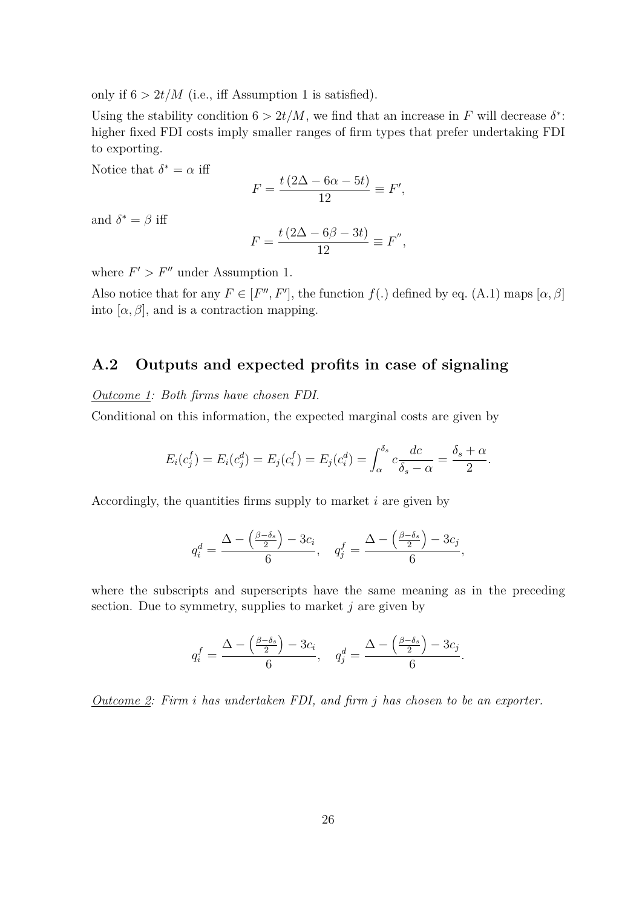only if $6 > 2t/M$ (i.e., iff Assumption 1 is satisfied).

Using the stability condition $6 > 2t/M$, we find that an increase in $F$ will decrease $\delta^*$: higher fixed FDI costs imply smaller ranges of firm types that prefer undertaking FDI to exporting.

Notice that $\delta^* = \alpha$ iff

$$F = \frac{t\,(2\Delta - 6\alpha - 5t)}{12} \equiv F',$$

and $\delta^* = \beta$ iff

$$F = \frac{t\,(2\Delta - 6\beta - 3t)}{12} \equiv F'',$$

where $F' > F''$ under Assumption 1.

Also notice that for any $F \in [F'', F']$, the function $f(.)$ defined by eq. (A.1) maps $[\alpha, \beta]$ into $[\alpha, \beta]$, and is a contraction mapping.

## A.2 Outputs and expected profits in case of signaling

*Outcome 1: Both firms have chosen FDI.*

Conditional on this information, the expected marginal costs are given by

$$E_i(c_j^f) = E_i(c_j^d) = E_j(c_i^f) = E_j(c_i^d) = \int_{\alpha}^{\delta_s} c \frac{dc}{\delta_s - \alpha} = \frac{\delta_s + \alpha}{2}.$$

Accordingly, the quantities firms supply to market $i$ are given by

$$q_i^d = \frac{\Delta - \left(\frac{\beta - \delta_s}{2}\right) - 3c_i}{6}, \quad q_j^f = \frac{\Delta - \left(\frac{\beta - \delta_s}{2}\right) - 3c_j}{6},$$

where the subscripts and superscripts have the same meaning as in the preceding section. Due to symmetry, supplies to market $j$ are given by

$$q_i^f = \frac{\Delta - \left(\frac{\beta - \delta_s}{2}\right) - 3c_i}{6}, \quad q_j^d = \frac{\Delta - \left(\frac{\beta - \delta_s}{2}\right) - 3c_j}{6}.$$

*Outcome 2: Firm $i$ has undertaken FDI, and firm $j$ has chosen to be an exporter.*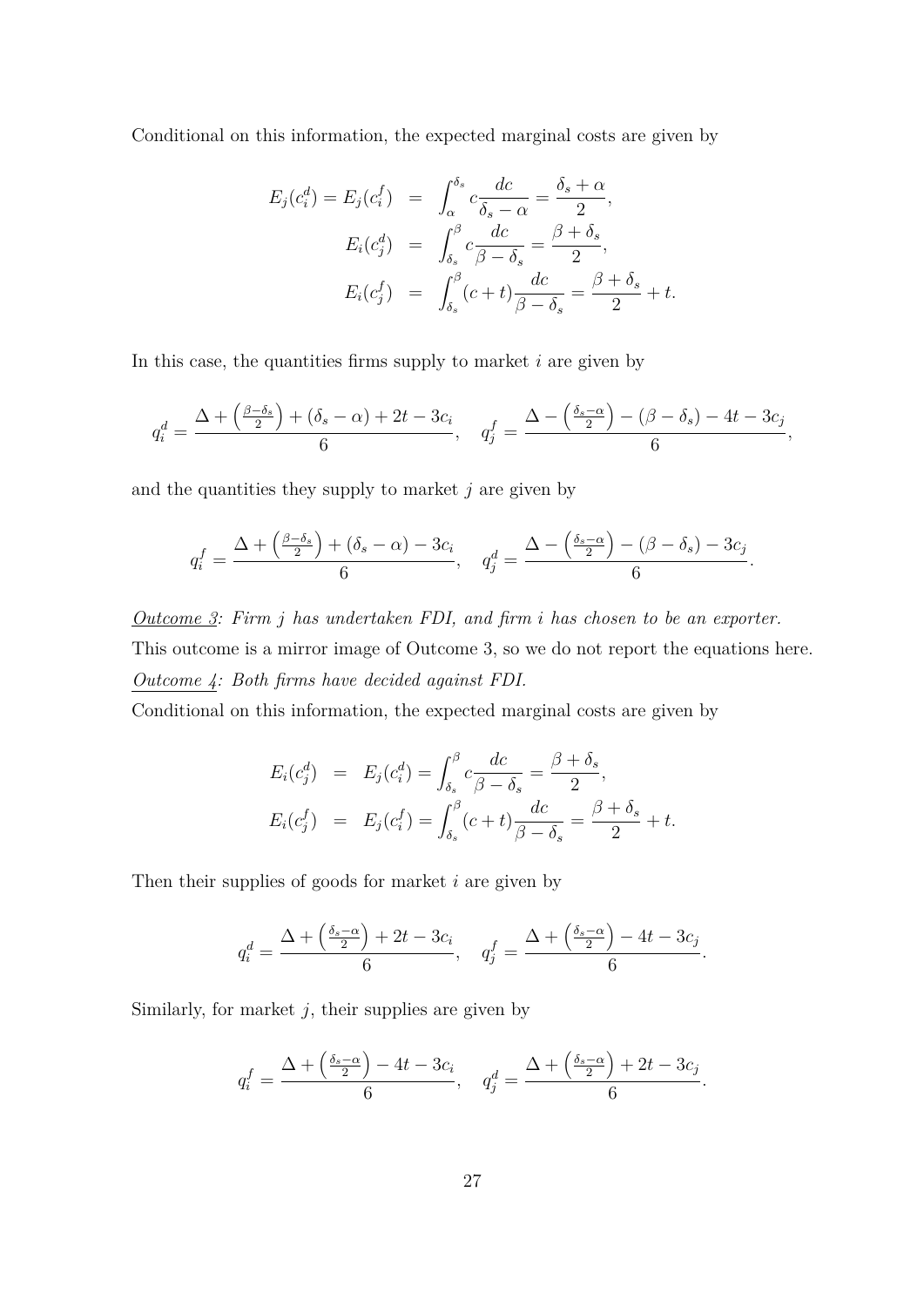Conditional on this information, the expected marginal costs are given by

$$
\begin{aligned}
E_j(c_i^d) = E_j(c_i^f) &= \int_{\alpha}^{\delta_s} c \frac{dc}{\delta_s - \alpha} = \frac{\delta_s + \alpha}{2}, \\
E_i(c_j^d) &= \int_{\delta_s}^{\beta} c \frac{dc}{\beta - \delta_s} = \frac{\beta + \delta_s}{2}, \\
E_i(c_j^f) &= \int_{\delta_s}^{\beta} (c + t) \frac{dc}{\beta - \delta_s} = \frac{\beta + \delta_s}{2} + t.
\end{aligned}
$$

In this case, the quantities firms supply to market $i$ are given by

$$
q_i^d = \frac{\Delta + \left(\frac{\beta - \delta_s}{2}\right) + (\delta_s - \alpha) + 2t - 3c_i}{6}, \quad q_j^f = \frac{\Delta - \left(\frac{\delta_s - \alpha}{2}\right) - (\beta - \delta_s) - 4t - 3c_j}{6},
$$

and the quantities they supply to market $j$ are given by

$$
q_i^f = \frac{\Delta + \left(\frac{\beta - \delta_s}{2}\right) + (\delta_s - \alpha) - 3c_i}{6}, \quad q_j^d = \frac{\Delta - \left(\frac{\delta_s - \alpha}{2}\right) - (\beta - \delta_s) - 3c_j}{6}.
$$

*Outcome 3: Firm $j$ has undertaken FDI, and firm $i$ has chosen to be an exporter.*
This outcome is a mirror image of Outcome 3, so we do not report the equations here.
*Outcome 4: Both firms have decided against FDI.*
Conditional on this information, the expected marginal costs are given by

$$
\begin{aligned}
E_i(c_j^d) &= E_j(c_i^d) = \int_{\delta_s}^{\beta} c \frac{dc}{\beta - \delta_s} = \frac{\beta + \delta_s}{2}, \\
E_i(c_j^f) &= E_j(c_i^f) = \int_{\delta_s}^{\beta} (c + t) \frac{dc}{\beta - \delta_s} = \frac{\beta + \delta_s}{2} + t.
\end{aligned}
$$

Then their supplies of goods for market $i$ are given by

$$
q_i^d = \frac{\Delta + \left(\frac{\delta_s - \alpha}{2}\right) + 2t - 3c_i}{6}, \quad q_j^f = \frac{\Delta + \left(\frac{\delta_s - \alpha}{2}\right) - 4t - 3c_j}{6}.
$$

Similarly, for market $j$, their supplies are given by

$$
q_i^f = \frac{\Delta + \left(\frac{\delta_s - \alpha}{2}\right) - 4t - 3c_i}{6}, \quad q_j^d = \frac{\Delta + \left(\frac{\delta_s - \alpha}{2}\right) + 2t - 3c_j}{6}.
$$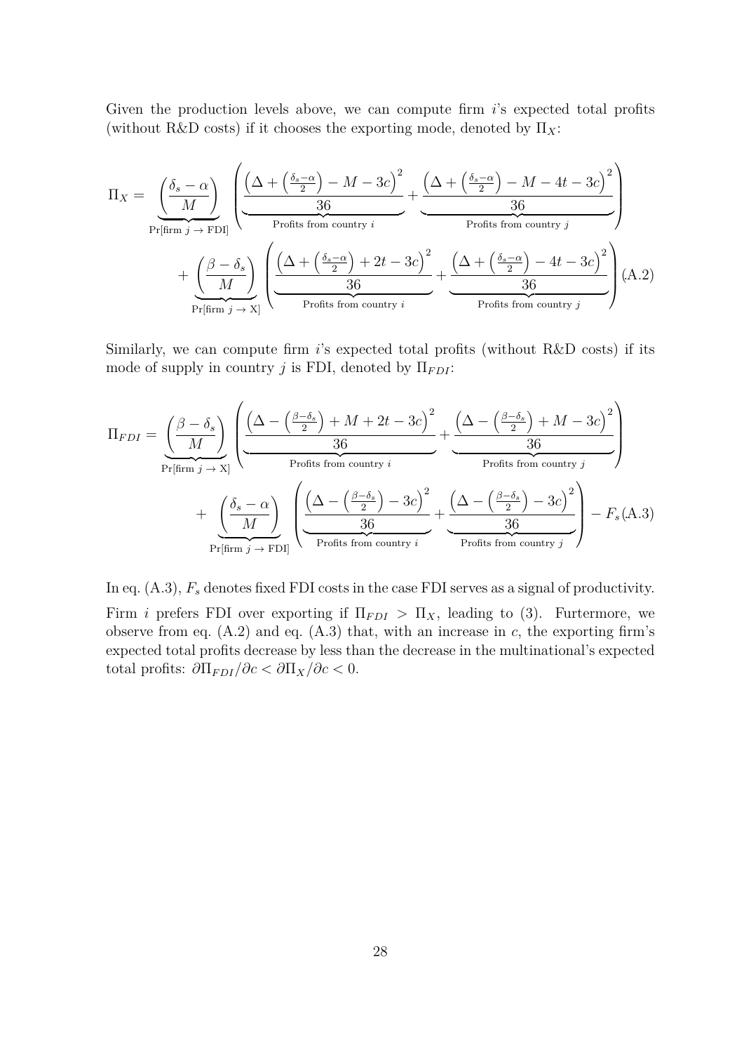Given the production levels above, we can compute firm $i$'s expected total profits (without R&D costs) if it chooses the exporting mode, denoted by $\Pi_X$:

$$\Pi_X = \underbrace{\left(\frac{\delta_s - \alpha}{M}\right)}_{\Pr[\text{firm } j \to \text{FDI}]} \left( \underbrace{\frac{\left(\Delta + \left(\frac{\delta_s - \alpha}{2}\right) - M - 3c\right)^2}{36}}_{\text{Profits from country } i} + \underbrace{\frac{\left(\Delta + \left(\frac{\delta_s - \alpha}{2}\right) - M - 4t - 3c\right)^2}{36}}_{\text{Profits from country } j} \right)$$
$$+ \underbrace{\left(\frac{\beta - \delta_s}{M}\right)}_{\Pr[\text{firm } j \to \text{X}]} \left( \underbrace{\frac{\left(\Delta + \left(\frac{\delta_s - \alpha}{2}\right) + 2t - 3c\right)^2}{36}}_{\text{Profits from country } i} + \underbrace{\frac{\left(\Delta + \left(\frac{\delta_s - \alpha}{2}\right) - 4t - 3c\right)^2}{36}}_{\text{Profits from country } j} \right) \tag{A.2}$$

Similarly, we can compute firm $i$'s expected total profits (without R&D costs) if its mode of supply in country $j$ is FDI, denoted by $\Pi_{FDI}$:

$$\Pi_{FDI} = \underbrace{\left(\frac{\beta - \delta_s}{M}\right)}_{\Pr[\text{firm } j \to \text{X}]} \left( \underbrace{\frac{\left(\Delta - \left(\frac{\beta - \delta_s}{2}\right) + M + 2t - 3c\right)^2}{36}}_{\text{Profits from country } i} + \underbrace{\frac{\left(\Delta - \left(\frac{\beta - \delta_s}{2}\right) + M - 3c\right)^2}{36}}_{\text{Profits from country } j} \right)$$
$$+ \underbrace{\left(\frac{\delta_s - \alpha}{M}\right)}_{\Pr[\text{firm } j \to \text{FDI}]} \left( \underbrace{\frac{\left(\Delta - \left(\frac{\beta - \delta_s}{2}\right) - 3c\right)^2}{36}}_{\text{Profits from country } i} + \underbrace{\frac{\left(\Delta - \left(\frac{\beta - \delta_s}{2}\right) - 3c\right)^2}{36}}_{\text{Profits from country } j} \right) - F_s \tag{A.3}$$

In eq. (A.3), $F_s$ denotes fixed FDI costs in the case FDI serves as a signal of productivity.

Firm $i$ prefers FDI over exporting if $\Pi_{FDI} > \Pi_X$, leading to (3). Furthermore, we observe from eq. (A.2) and eq. (A.3) that, with an increase in $c$, the exporting firm's expected total profits decrease by less than the decrease in the multinational's expected total profits: $\partial \Pi_{FDI} / \partial c < \partial \Pi_X / \partial c < 0$.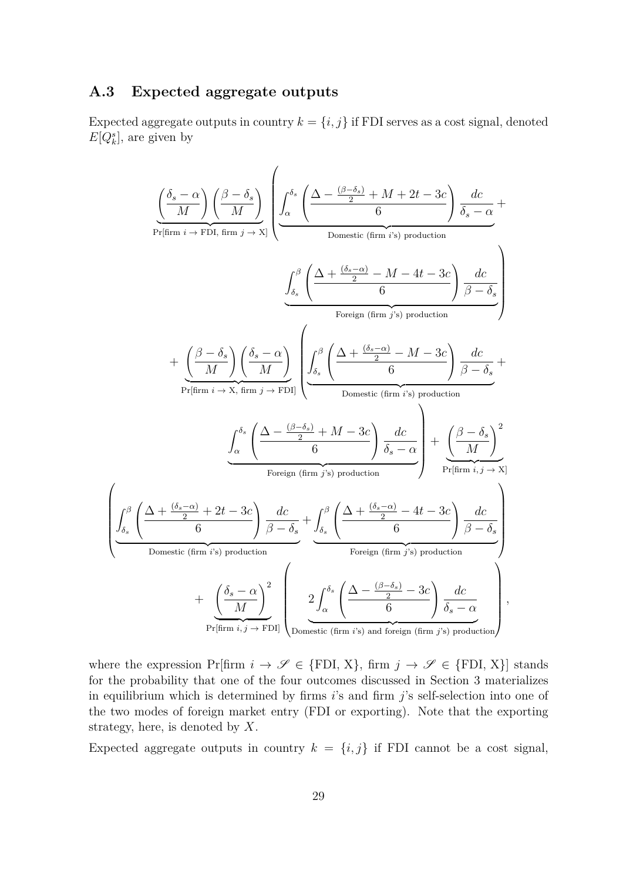### A.3 Expected aggregate outputs

Expected aggregate outputs in country $k = \{i, j\}$ if FDI serves as a cost signal, denoted $E[Q_k^s]$, are given by

$$
\begin{aligned}
&\underbrace{\left(\frac{\delta_s - \alpha}{M}\right)\left(\frac{\beta - \delta_s}{M}\right)}_{\text{Pr[firm } i \to \text{FDI, firm } j \to \text{X]}} \left( \underbrace{\int_{\alpha}^{\delta_s} \left( \frac{\Delta - \frac{(\beta - \delta_s)}{2} + M + 2t - 3c}{6} \right) \frac{dc}{\delta_s - \alpha}}_{\text{Domestic (firm } i\text{'s) production}} + \right. \\
&\qquad \left. \underbrace{\int_{\delta_s}^{\beta} \left( \frac{\Delta + \frac{(\delta_s - \alpha)}{2} - M - 4t - 3c}{6} \right) \frac{dc}{\beta - \delta_s}}_{\text{Foreign (firm } j\text{'s) production}} \right) \\
&+ \underbrace{\left(\frac{\beta - \delta_s}{M}\right)\left(\frac{\delta_s - \alpha}{M}\right)}_{\text{Pr[firm } i \to \text{X, firm } j \to \text{FDI]}} \left( \underbrace{\int_{\delta_s}^{\beta} \left( \frac{\Delta + \frac{(\delta_s - \alpha)}{2} - M - 3c}{6} \right) \frac{dc}{\beta - \delta_s}}_{\text{Domestic (firm } i\text{'s) production}} + \right. \\
&\qquad \left. \underbrace{\int_{\alpha}^{\delta_s} \left( \frac{\Delta - \frac{(\beta - \delta_s)}{2} + M - 3c}{6} \right) \frac{dc}{\delta_s - \alpha}}_{\text{Foreign (firm } j\text{'s) production}} \right) + \underbrace{\left(\frac{\beta - \delta_s}{M}\right)^2}_{\text{Pr[firm } i, j \to \text{X]}} \\
&\left( \underbrace{\int_{\delta_s}^{\beta} \left( \frac{\Delta + \frac{(\delta_s - \alpha)}{2} + 2t - 3c}{6} \right) \frac{dc}{\beta - \delta_s}}_{\text{Domestic (firm } i\text{'s) production}} + \underbrace{\int_{\delta_s}^{\beta} \left( \frac{\Delta + \frac{(\delta_s - \alpha)}{2} - 4t - 3c}{6} \right) \frac{dc}{\beta - \delta_s}}_{\text{Foreign (firm } j\text{'s) production}} \right) \\
&+ \underbrace{\left(\frac{\delta_s - \alpha}{M}\right)^2}_{\text{Pr[firm } i, j \to \text{FDI]}} \left( \underbrace{2 \int_{\alpha}^{\delta_s} \left( \frac{\Delta - \frac{(\beta - \delta_s)}{2} - 3c}{6} \right) \frac{dc}{\delta_s - \alpha}}_{\text{Domestic (firm } i\text{'s) and foreign (firm } j\text{'s) production}} \right),
\end{aligned}
$$

where the expression Pr[firm $i \to \mathscr{S} \in \{\text{FDI, X}\}$, firm $j \to \mathscr{S} \in \{\text{FDI, X}\}$] stands for the probability that one of the four outcomes discussed in Section 3 materializes in equilibrium which is determined by firms $i$'s and firm $j$'s self-selection into one of the two modes of foreign market entry (FDI or exporting). Note that the exporting strategy, here, is denoted by $X$.

Expected aggregate outputs in country $k = \{i, j\}$ if FDI cannot be a cost signal,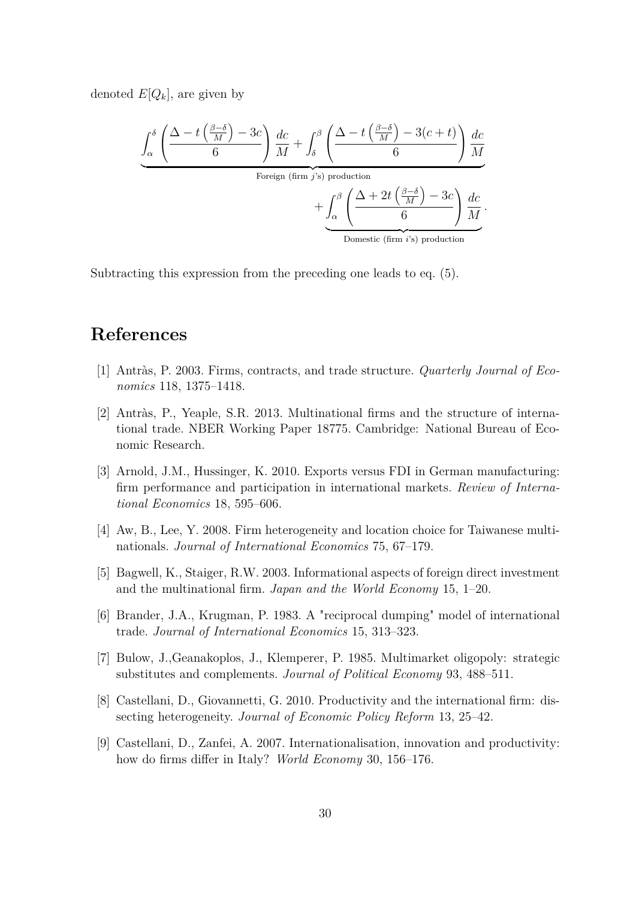denoted $E[Q_k]$, are given by

$$\underbrace{\int_{\alpha}^{\delta}\left(\frac{\Delta - t\left(\frac{\beta-\delta}{M}\right) - 3c}{6}\right)\frac{dc}{M} + \int_{\delta}^{\beta}\left(\frac{\Delta - t\left(\frac{\beta-\delta}{M}\right) - 3(c+t)}{6}\right)\frac{dc}{M}}_{\text{Foreign (firm } j\text{'s) production}}$$

$$+ \underbrace{\int_{\alpha}^{\beta}\left(\frac{\Delta + 2t\left(\frac{\beta-\delta}{M}\right) - 3c}{6}\right)\frac{dc}{M}}_{\text{Domestic (firm } i\text{'s) production}}.$$

Subtracting this expression from the preceding one leads to eq. (5).

# References

[1] Antràs, P. 2003. Firms, contracts, and trade structure. *Quarterly Journal of Economics* 118, 1375–1418.

[2] Antràs, P., Yeaple, S.R. 2013. Multinational firms and the structure of international trade. NBER Working Paper 18775. Cambridge: National Bureau of Economic Research.

[3] Arnold, J.M., Hussinger, K. 2010. Exports versus FDI in German manufacturing: firm performance and participation in international markets. *Review of International Economics* 18, 595–606.

[4] Aw, B., Lee, Y. 2008. Firm heterogeneity and location choice for Taiwanese multinationals. *Journal of International Economics* 75, 67–179.

[5] Bagwell, K., Staiger, R.W. 2003. Informational aspects of foreign direct investment and the multinational firm. *Japan and the World Economy* 15, 1–20.

[6] Brander, J.A., Krugman, P. 1983. A "reciprocal dumping" model of international trade. *Journal of International Economics* 15, 313–323.

[7] Bulow, J.,Geanakoplos, J., Klemperer, P. 1985. Multimarket oligopoly: strategic substitutes and complements. *Journal of Political Economy* 93, 488–511.

[8] Castellani, D., Giovannetti, G. 2010. Productivity and the international firm: dissecting heterogeneity. *Journal of Economic Policy Reform* 13, 25–42.

[9] Castellani, D., Zanfei, A. 2007. Internationalisation, innovation and productivity: how do firms differ in Italy? *World Economy* 30, 156–176.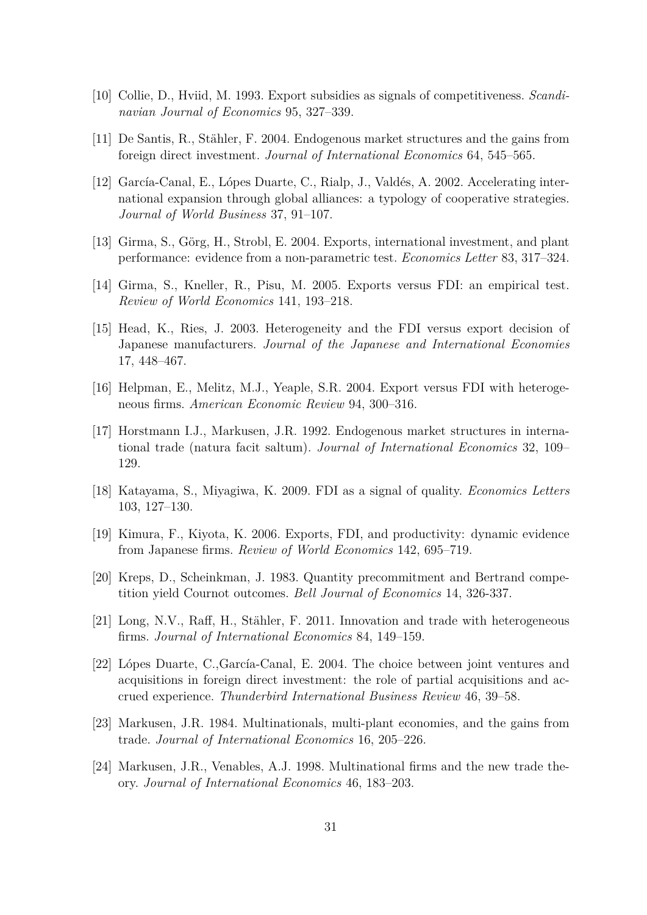[10] Collie, D., Hviid, M. 1993. Export subsidies as signals of competitiveness. *Scandinavian Journal of Economics* 95, 327–339.

[11] De Santis, R., Stähler, F. 2004. Endogenous market structures and the gains from foreign direct investment. *Journal of International Economics* 64, 545–565.

[12] García-Canal, E., Lópes Duarte, C., Rialp, J., Valdés, A. 2002. Accelerating international expansion through global alliances: a typology of cooperative strategies. *Journal of World Business* 37, 91–107.

[13] Girma, S., Görg, H., Strobl, E. 2004. Exports, international investment, and plant performance: evidence from a non-parametric test. *Economics Letter* 83, 317–324.

[14] Girma, S., Kneller, R., Pisu, M. 2005. Exports versus FDI: an empirical test. *Review of World Economics* 141, 193–218.

[15] Head, K., Ries, J. 2003. Heterogeneity and the FDI versus export decision of Japanese manufacturers. *Journal of the Japanese and International Economies* 17, 448–467.

[16] Helpman, E., Melitz, M.J., Yeaple, S.R. 2004. Export versus FDI with heterogeneous firms. *American Economic Review* 94, 300–316.

[17] Horstmann I.J., Markusen, J.R. 1992. Endogenous market structures in international trade (natura facit saltum). *Journal of International Economics* 32, 109–129.

[18] Katayama, S., Miyagiwa, K. 2009. FDI as a signal of quality. *Economics Letters* 103, 127–130.

[19] Kimura, F., Kiyota, K. 2006. Exports, FDI, and productivity: dynamic evidence from Japanese firms. *Review of World Economics* 142, 695–719.

[20] Kreps, D., Scheinkman, J. 1983. Quantity precommitment and Bertrand competition yield Cournot outcomes. *Bell Journal of Economics* 14, 326-337.

[21] Long, N.V., Raff, H., Stähler, F. 2011. Innovation and trade with heterogeneous firms. *Journal of International Economics* 84, 149–159.

[22] Lópes Duarte, C.,García-Canal, E. 2004. The choice between joint ventures and acquisitions in foreign direct investment: the role of partial acquisitions and accrued experience. *Thunderbird International Business Review* 46, 39–58.

[23] Markusen, J.R. 1984. Multinationals, multi-plant economies, and the gains from trade. *Journal of International Economics* 16, 205–226.

[24] Markusen, J.R., Venables, A.J. 1998. Multinational firms and the new trade theory. *Journal of International Economics* 46, 183–203.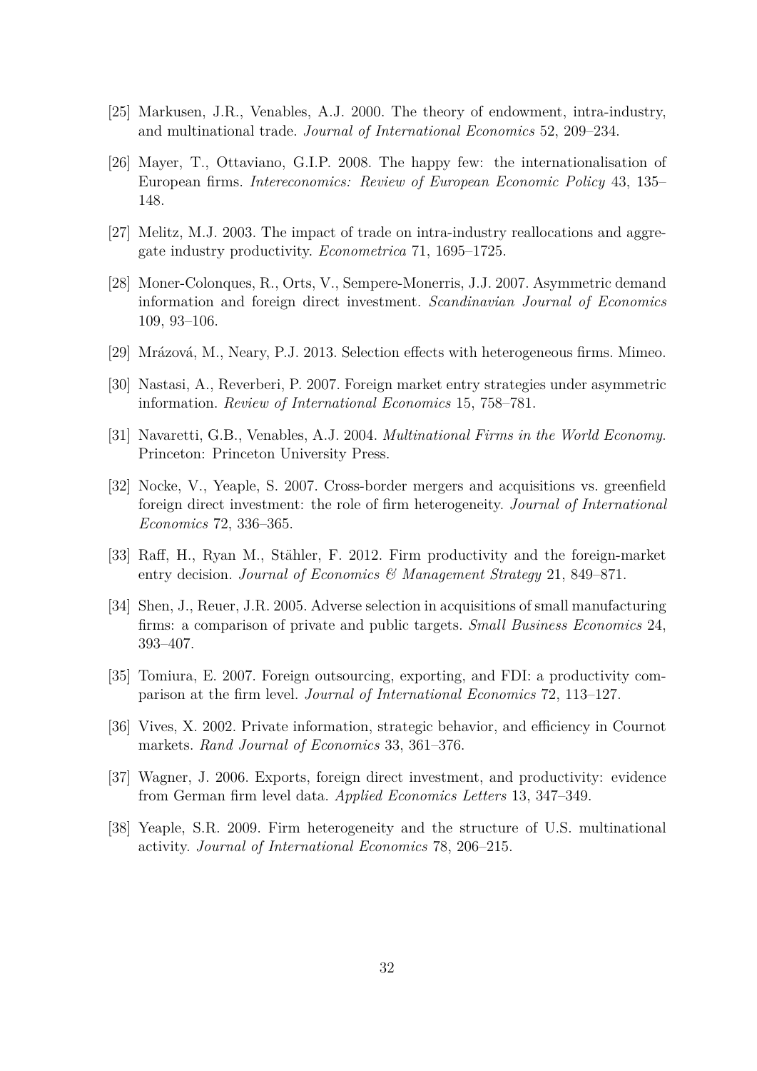[25] Markusen, J.R., Venables, A.J. 2000. The theory of endowment, intra-industry, and multinational trade. *Journal of International Economics* 52, 209–234.

[26] Mayer, T., Ottaviano, G.I.P. 2008. The happy few: the internationalisation of European firms. *Intereconomics: Review of European Economic Policy* 43, 135–148.

[27] Melitz, M.J. 2003. The impact of trade on intra-industry reallocations and aggregate industry productivity. *Econometrica* 71, 1695–1725.

[28] Moner-Colonques, R., Orts, V., Sempere-Monerris, J.J. 2007. Asymmetric demand information and foreign direct investment. *Scandinavian Journal of Economics* 109, 93–106.

[29] Mrázová, M., Neary, P.J. 2013. Selection effects with heterogeneous firms. Mimeo.

[30] Nastasi, A., Reverberi, P. 2007. Foreign market entry strategies under asymmetric information. *Review of International Economics* 15, 758–781.

[31] Navaretti, G.B., Venables, A.J. 2004. *Multinational Firms in the World Economy.* Princeton: Princeton University Press.

[32] Nocke, V., Yeaple, S. 2007. Cross-border mergers and acquisitions vs. greenfield foreign direct investment: the role of firm heterogeneity. *Journal of International Economics* 72, 336–365.

[33] Raff, H., Ryan M., Stähler, F. 2012. Firm productivity and the foreign-market entry decision. *Journal of Economics & Management Strategy* 21, 849–871.

[34] Shen, J., Reuer, J.R. 2005. Adverse selection in acquisitions of small manufacturing firms: a comparison of private and public targets. *Small Business Economics* 24, 393–407.

[35] Tomiura, E. 2007. Foreign outsourcing, exporting, and FDI: a productivity comparison at the firm level. *Journal of International Economics* 72, 113–127.

[36] Vives, X. 2002. Private information, strategic behavior, and efficiency in Cournot markets. *Rand Journal of Economics* 33, 361–376.

[37] Wagner, J. 2006. Exports, foreign direct investment, and productivity: evidence from German firm level data. *Applied Economics Letters* 13, 347–349.

[38] Yeaple, S.R. 2009. Firm heterogeneity and the structure of U.S. multinational activity. *Journal of International Economics* 78, 206–215.